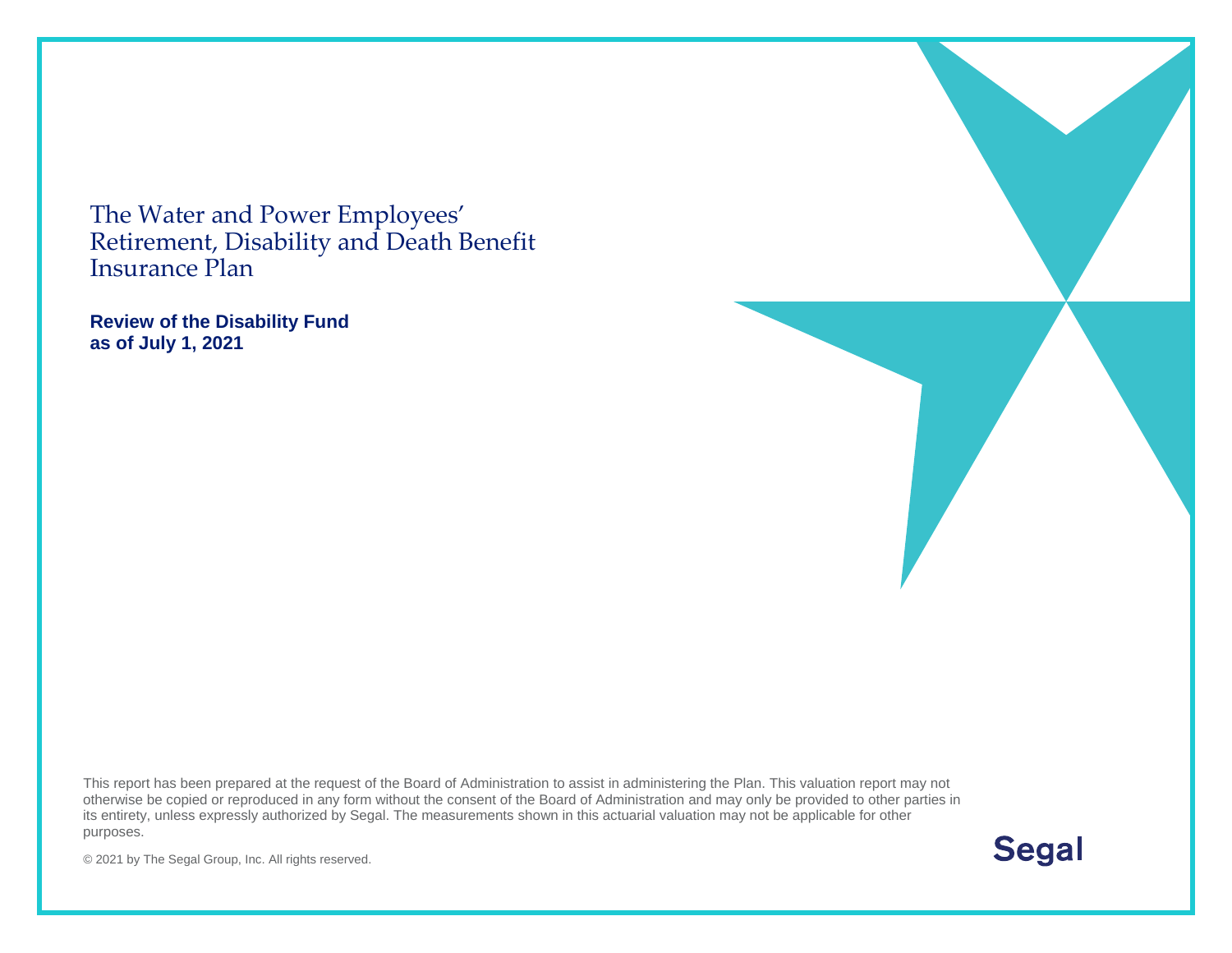# The Water and Power Employees' Retirement, Disability and Death Benefit Insurance Plan

## Review of the Disability Fund as of July 1, 2021

This report has been prepared at the request of the Board of Administration to assist in administering the Plan. This valuation report may not otherwise be copied or reproduced in any form without the consent of the Board of Administration and may only be provided to other parties in its entirety, unless expressly authorized by Segal. The measurements shown in this actuarial valuation may not be applicable for other purposes.

© 2021 by The Segal Group, Inc. All rights reserved.

Segal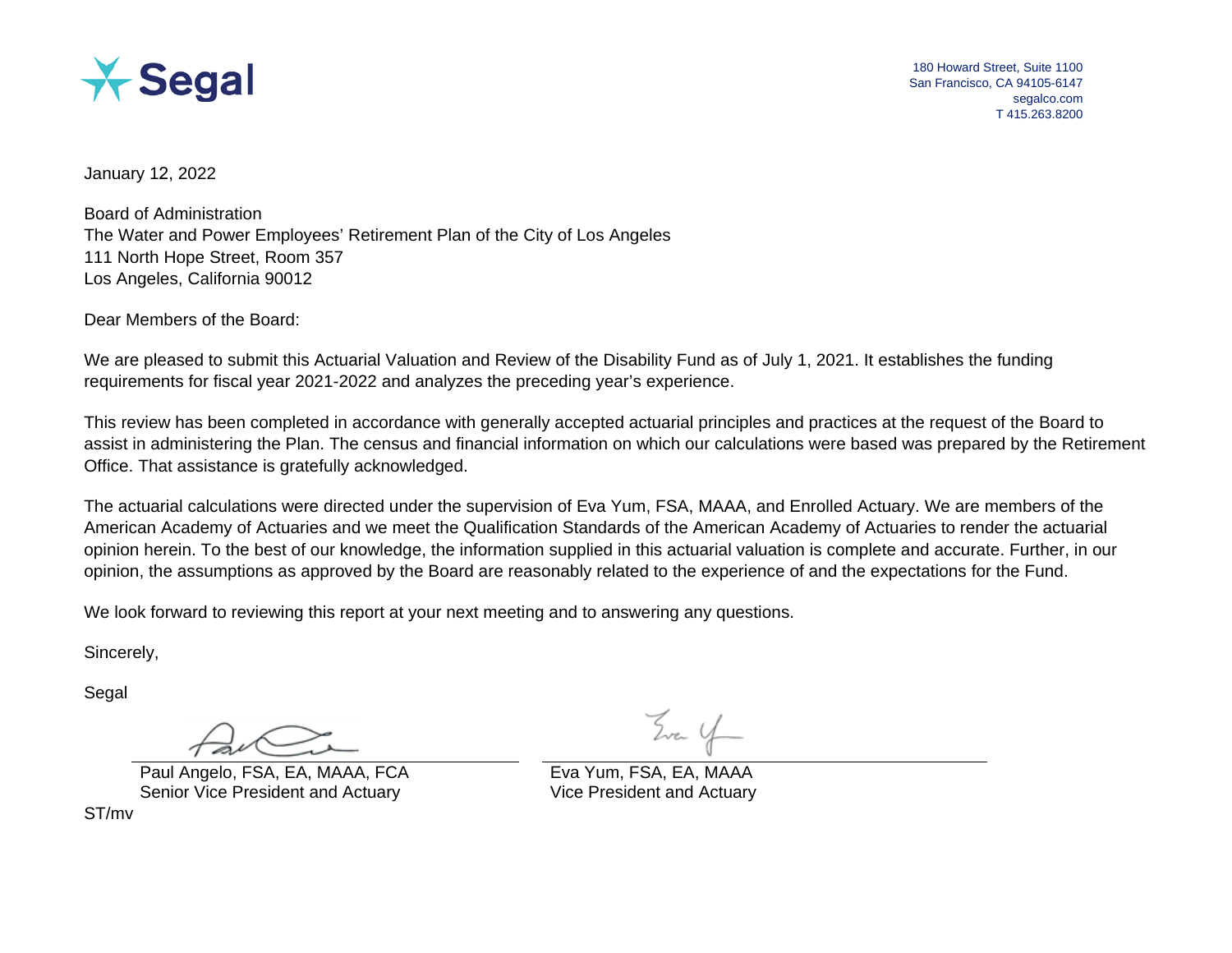Segal

180 Howard Street, Suite 1100
San Francisco, CA 94105-6147
segalco.com
T 415.263.8200

January 12, 2022

Board of Administration
The Water and Power Employees' Retirement Plan of the City of Los Angeles
111 North Hope Street, Room 357
Los Angeles, California 90012

Dear Members of the Board:

We are pleased to submit this Actuarial Valuation and Review of the Disability Fund as of July 1, 2021. It establishes the funding requirements for fiscal year 2021-2022 and analyzes the preceding year's experience.

This review has been completed in accordance with generally accepted actuarial principles and practices at the request of the Board to assist in administering the Plan. The census and financial information on which our calculations were based was prepared by the Retirement Office. That assistance is gratefully acknowledged.

The actuarial calculations were directed under the supervision of Eva Yum, FSA, MAAA, and Enrolled Actuary. We are members of the American Academy of Actuaries and we meet the Qualification Standards of the American Academy of Actuaries to render the actuarial opinion herein. To the best of our knowledge, the information supplied in this actuarial valuation is complete and accurate. Further, in our opinion, the assumptions as approved by the Board are reasonably related to the experience of and the expectations for the Fund.

We look forward to reviewing this report at your next meeting and to answering any questions.

Sincerely,

Segal

Paul Angelo, FSA, EA, MAAA, FCA
Senior Vice President and Actuary

Eva Yum, FSA, EA, MAAA
Vice President and Actuary

ST/mv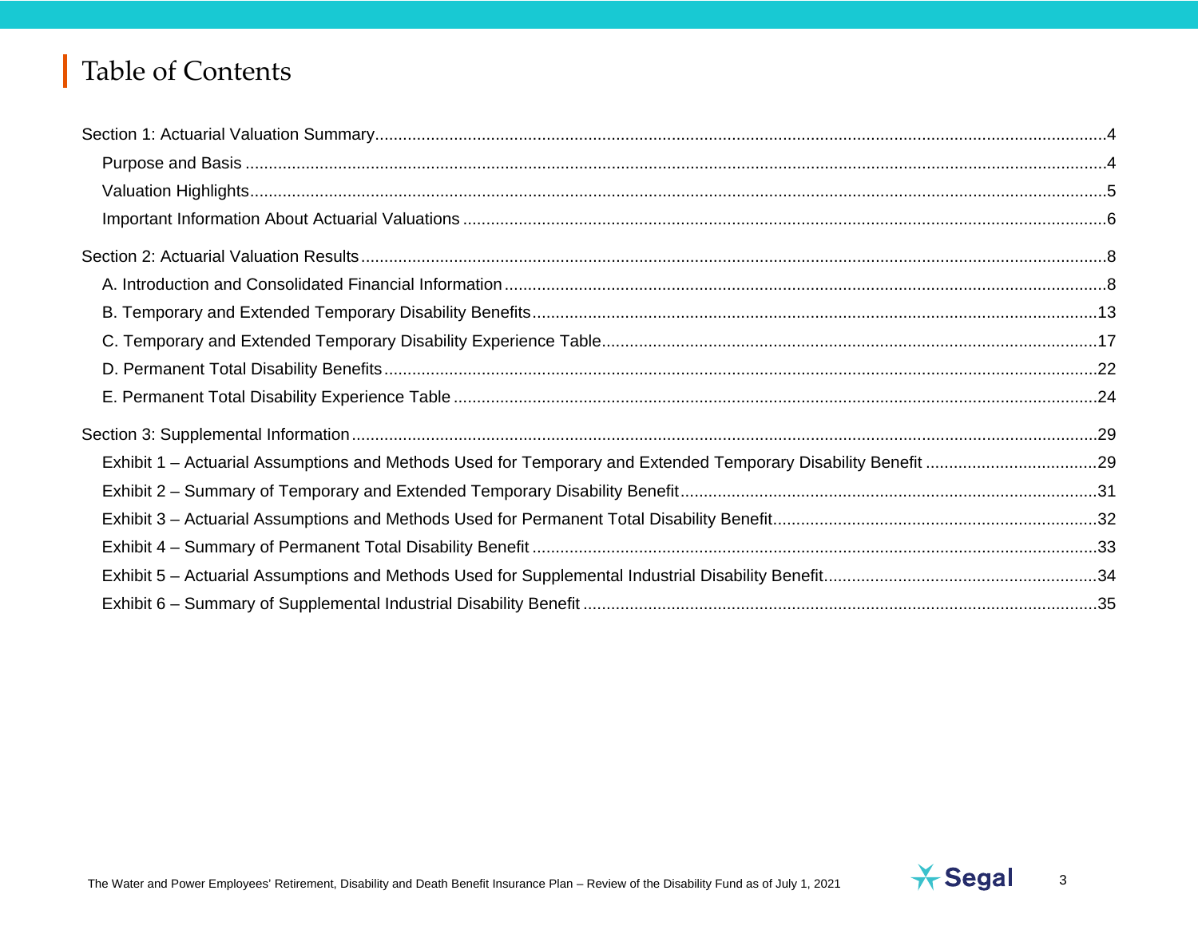# Table of Contents

Section 1: Actuarial Valuation Summary.....4

- Purpose and Basis.....4
- Valuation Highlights.....5
- Important Information About Actuarial Valuations.....6

Section 2: Actuarial Valuation Results.....8

- A. Introduction and Consolidated Financial Information.....8
- B. Temporary and Extended Temporary Disability Benefits.....13
- C. Temporary and Extended Temporary Disability Experience Table.....17
- D. Permanent Total Disability Benefits.....22
- E. Permanent Total Disability Experience Table.....24

Section 3: Supplemental Information.....29

- Exhibit 1 – Actuarial Assumptions and Methods Used for Temporary and Extended Temporary Disability Benefit.....29
- Exhibit 2 – Summary of Temporary and Extended Temporary Disability Benefit.....31
- Exhibit 3 – Actuarial Assumptions and Methods Used for Permanent Total Disability Benefit.....32
- Exhibit 4 – Summary of Permanent Total Disability Benefit.....33
- Exhibit 5 – Actuarial Assumptions and Methods Used for Supplemental Industrial Disability Benefit.....34
- Exhibit 6 – Summary of Supplemental Industrial Disability Benefit.....35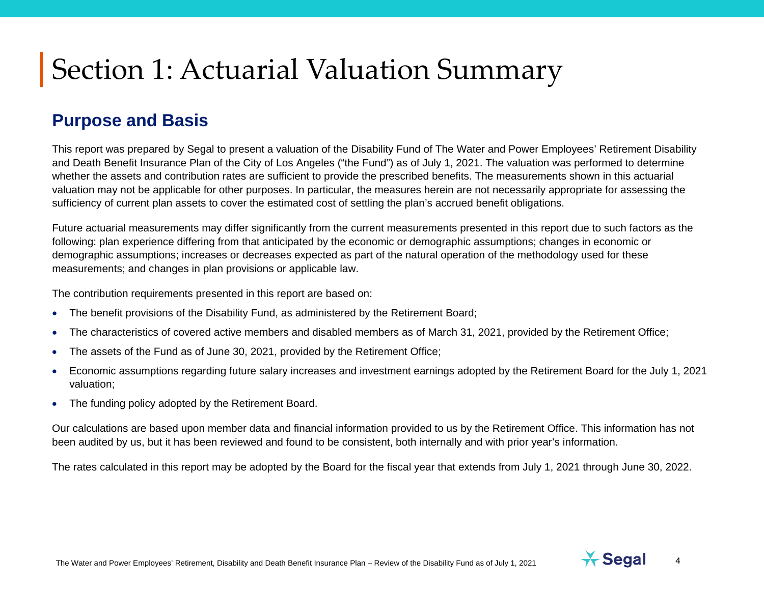# Section 1: Actuarial Valuation Summary

## Purpose and Basis

This report was prepared by Segal to present a valuation of the Disability Fund of The Water and Power Employees' Retirement Disability and Death Benefit Insurance Plan of the City of Los Angeles ("the Fund") as of July 1, 2021. The valuation was performed to determine whether the assets and contribution rates are sufficient to provide the prescribed benefits. The measurements shown in this actuarial valuation may not be applicable for other purposes. In particular, the measures herein are not necessarily appropriate for assessing the sufficiency of current plan assets to cover the estimated cost of settling the plan's accrued benefit obligations.

Future actuarial measurements may differ significantly from the current measurements presented in this report due to such factors as the following: plan experience differing from that anticipated by the economic or demographic assumptions; changes in economic or demographic assumptions; increases or decreases expected as part of the natural operation of the methodology used for these measurements; and changes in plan provisions or applicable law.

The contribution requirements presented in this report are based on:

- The benefit provisions of the Disability Fund, as administered by the Retirement Board;
- The characteristics of covered active members and disabled members as of March 31, 2021, provided by the Retirement Office;
- The assets of the Fund as of June 30, 2021, provided by the Retirement Office;
- Economic assumptions regarding future salary increases and investment earnings adopted by the Retirement Board for the July 1, 2021 valuation;
- The funding policy adopted by the Retirement Board.

Our calculations are based upon member data and financial information provided to us by the Retirement Office. This information has not been audited by us, but it has been reviewed and found to be consistent, both internally and with prior year's information.

The rates calculated in this report may be adopted by the Board for the fiscal year that extends from July 1, 2021 through June 30, 2022.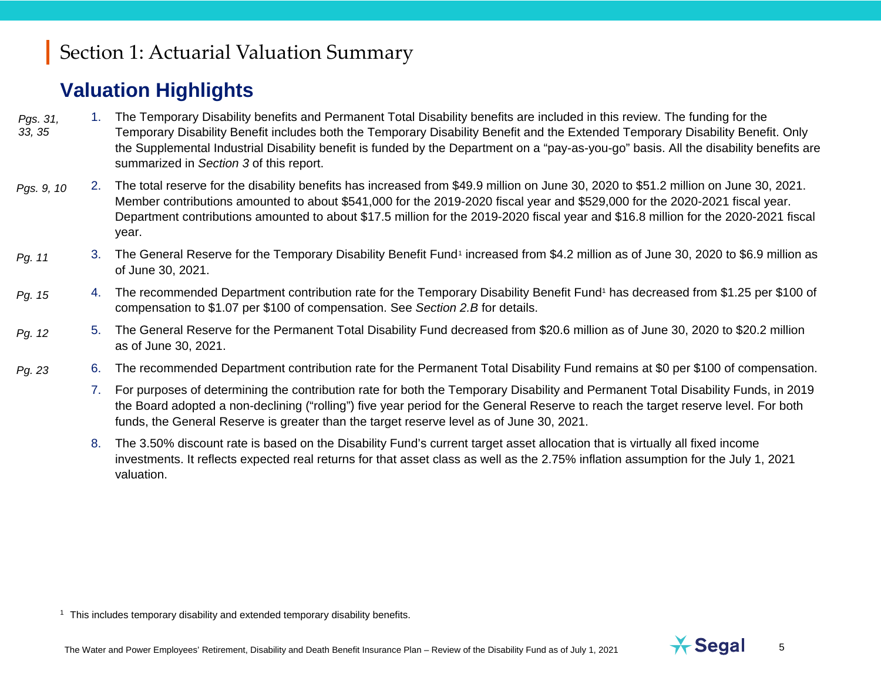# Section 1: Actuarial Valuation Summary

## Valuation Highlights

*Pgs. 31, 33, 35*

1. The Temporary Disability benefits and Permanent Total Disability benefits are included in this review. The funding for the Temporary Disability Benefit includes both the Temporary Disability Benefit and the Extended Temporary Disability Benefit. Only the Supplemental Industrial Disability benefit is funded by the Department on a "pay-as-you-go" basis. All the disability benefits are summarized in *Section 3* of this report.

*Pgs. 9, 10*

2. The total reserve for the disability benefits has increased from $49.9 million on June 30, 2020 to $51.2 million on June 30, 2021. Member contributions amounted to about $541,000 for the 2019-2020 fiscal year and $529,000 for the 2020-2021 fiscal year. Department contributions amounted to about $17.5 million for the 2019-2020 fiscal year and $16.8 million for the 2020-2021 fiscal year.

*Pg. 11*

3. The General Reserve for the Temporary Disability Benefit Fund[1] increased from $4.2 million as of June 30, 2020 to $6.9 million as of June 30, 2021.

*Pg. 15*

4. The recommended Department contribution rate for the Temporary Disability Benefit Fund[1] has decreased from $1.25 per $100 of compensation to $1.07 per $100 of compensation. See *Section 2.B* for details.

*Pg. 12*

5. The General Reserve for the Permanent Total Disability Fund decreased from $20.6 million as of June 30, 2020 to $20.2 million as of June 30, 2021.

*Pg. 23*

6. The recommended Department contribution rate for the Permanent Total Disability Fund remains at $0 per $100 of compensation.

7. For purposes of determining the contribution rate for both the Temporary Disability and Permanent Total Disability Funds, in 2019 the Board adopted a non-declining ("rolling") five year period for the General Reserve to reach the target reserve level. For both funds, the General Reserve is greater than the target reserve level as of June 30, 2021.

8. The 3.50% discount rate is based on the Disability Fund's current target asset allocation that is virtually all fixed income investments. It reflects expected real returns for that asset class as well as the 2.75% inflation assumption for the July 1, 2021 valuation.

[1] This includes temporary disability and extended temporary disability benefits.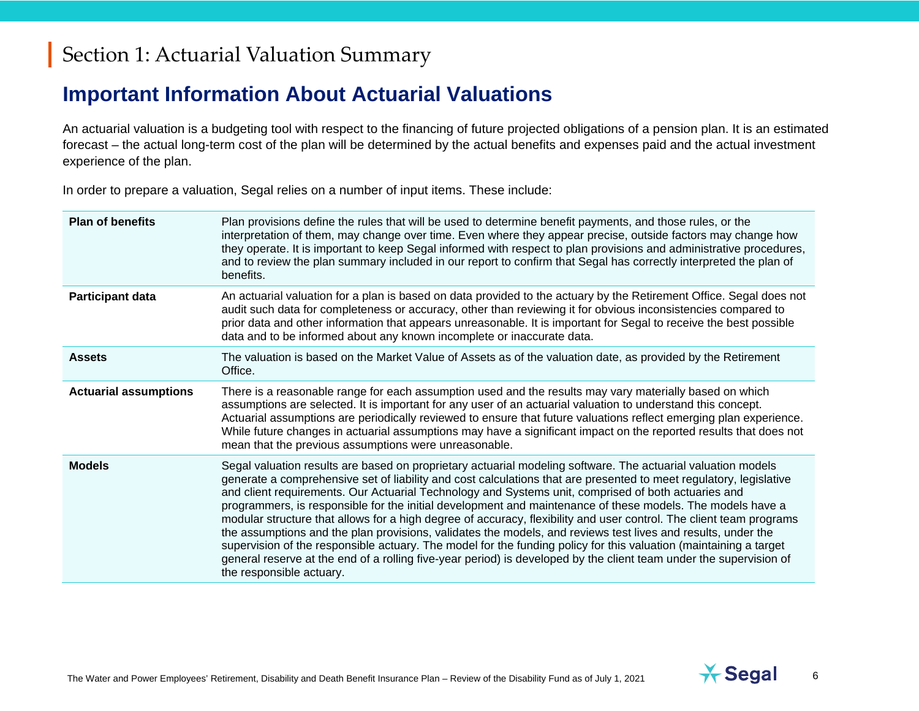# Section 1: Actuarial Valuation Summary

## Important Information About Actuarial Valuations

An actuarial valuation is a budgeting tool with respect to the financing of future projected obligations of a pension plan. It is an estimated forecast – the actual long-term cost of the plan will be determined by the actual benefits and expenses paid and the actual investment experience of the plan.

In order to prepare a valuation, Segal relies on a number of input items. These include:

| | |
|---|---|
| **Plan of benefits** | Plan provisions define the rules that will be used to determine benefit payments, and those rules, or the interpretation of them, may change over time. Even where they appear precise, outside factors may change how they operate. It is important to keep Segal informed with respect to plan provisions and administrative procedures, and to review the plan summary included in our report to confirm that Segal has correctly interpreted the plan of benefits. |
| **Participant data** | An actuarial valuation for a plan is based on data provided to the actuary by the Retirement Office. Segal does not audit such data for completeness or accuracy, other than reviewing it for obvious inconsistencies compared to prior data and other information that appears unreasonable. It is important for Segal to receive the best possible data and to be informed about any known incomplete or inaccurate data. |
| **Assets** | The valuation is based on the Market Value of Assets as of the valuation date, as provided by the Retirement Office. |
| **Actuarial assumptions** | There is a reasonable range for each assumption used and the results may vary materially based on which assumptions are selected. It is important for any user of an actuarial valuation to understand this concept. Actuarial assumptions are periodically reviewed to ensure that future valuations reflect emerging plan experience. While future changes in actuarial assumptions may have a significant impact on the reported results that does not mean that the previous assumptions were unreasonable. |
| **Models** | Segal valuation results are based on proprietary actuarial modeling software. The actuarial valuation models generate a comprehensive set of liability and cost calculations that are presented to meet regulatory, legislative and client requirements. Our Actuarial Technology and Systems unit, comprised of both actuaries and programmers, is responsible for the initial development and maintenance of these models. The models have a modular structure that allows for a high degree of accuracy, flexibility and user control. The client team programs the assumptions and the plan provisions, validates the models, and reviews test lives and results, under the supervision of the responsible actuary. The model for the funding policy for this valuation (maintaining a target general reserve at the end of a rolling five-year period) is developed by the client team under the supervision of the responsible actuary. |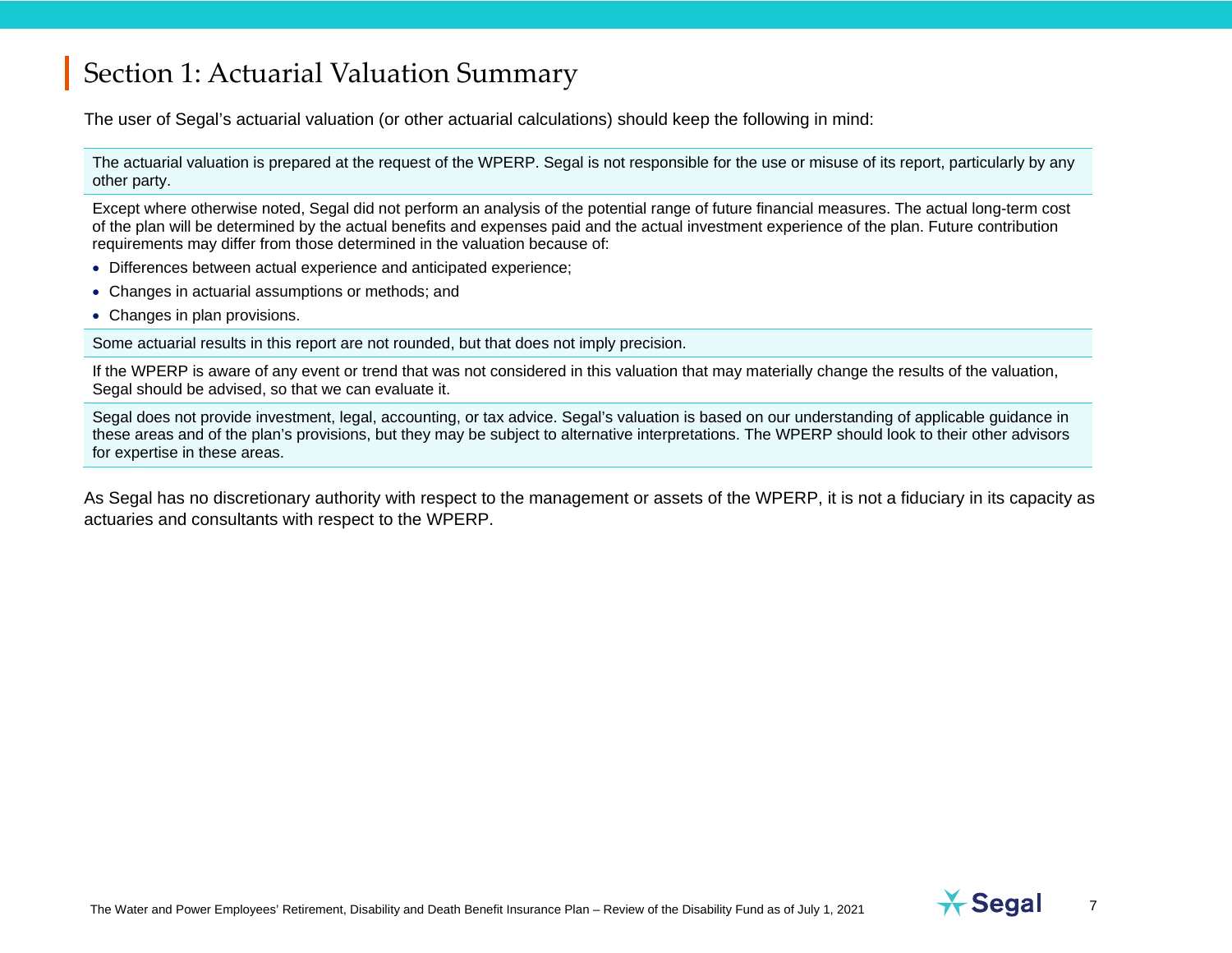# Section 1: Actuarial Valuation Summary

The user of Segal's actuarial valuation (or other actuarial calculations) should keep the following in mind:

The actuarial valuation is prepared at the request of the WPERP. Segal is not responsible for the use or misuse of its report, particularly by any other party.

Except where otherwise noted, Segal did not perform an analysis of the potential range of future financial measures. The actual long-term cost of the plan will be determined by the actual benefits and expenses paid and the actual investment experience of the plan. Future contribution requirements may differ from those determined in the valuation because of:

- Differences between actual experience and anticipated experience;
- Changes in actuarial assumptions or methods; and
- Changes in plan provisions.

Some actuarial results in this report are not rounded, but that does not imply precision.

If the WPERP is aware of any event or trend that was not considered in this valuation that may materially change the results of the valuation, Segal should be advised, so that we can evaluate it.

Segal does not provide investment, legal, accounting, or tax advice. Segal's valuation is based on our understanding of applicable guidance in these areas and of the plan's provisions, but they may be subject to alternative interpretations. The WPERP should look to their other advisors for expertise in these areas.

As Segal has no discretionary authority with respect to the management or assets of the WPERP, it is not a fiduciary in its capacity as actuaries and consultants with respect to the WPERP.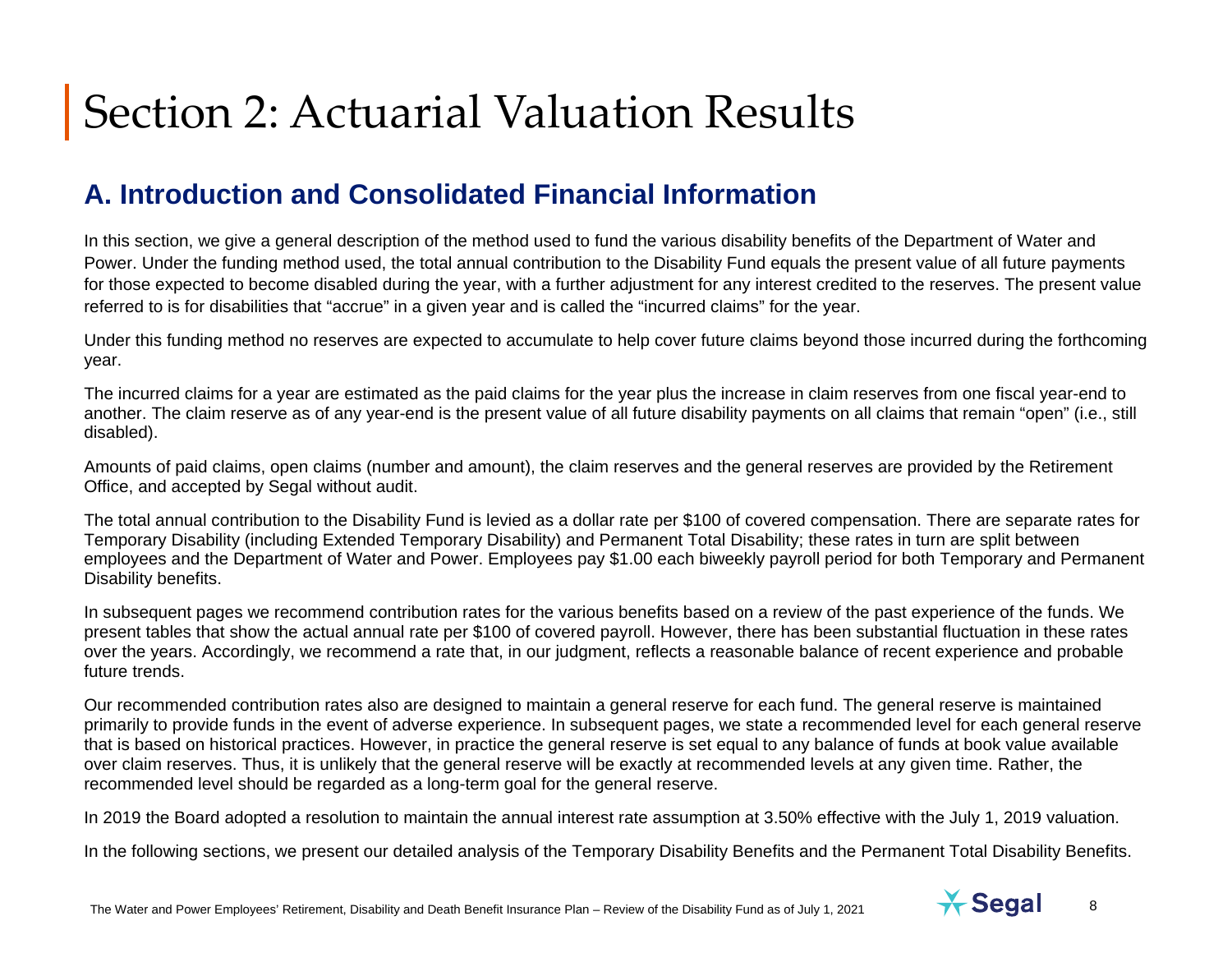# Section 2: Actuarial Valuation Results

## A. Introduction and Consolidated Financial Information

In this section, we give a general description of the method used to fund the various disability benefits of the Department of Water and Power. Under the funding method used, the total annual contribution to the Disability Fund equals the present value of all future payments for those expected to become disabled during the year, with a further adjustment for any interest credited to the reserves. The present value referred to is for disabilities that "accrue" in a given year and is called the "incurred claims" for the year.

Under this funding method no reserves are expected to accumulate to help cover future claims beyond those incurred during the forthcoming year.

The incurred claims for a year are estimated as the paid claims for the year plus the increase in claim reserves from one fiscal year-end to another. The claim reserve as of any year-end is the present value of all future disability payments on all claims that remain "open" (i.e., still disabled).

Amounts of paid claims, open claims (number and amount), the claim reserves and the general reserves are provided by the Retirement Office, and accepted by Segal without audit.

The total annual contribution to the Disability Fund is levied as a dollar rate per $100 of covered compensation. There are separate rates for Temporary Disability (including Extended Temporary Disability) and Permanent Total Disability; these rates in turn are split between employees and the Department of Water and Power. Employees pay $1.00 each biweekly payroll period for both Temporary and Permanent Disability benefits.

In subsequent pages we recommend contribution rates for the various benefits based on a review of the past experience of the funds. We present tables that show the actual annual rate per $100 of covered payroll. However, there has been substantial fluctuation in these rates over the years. Accordingly, we recommend a rate that, in our judgment, reflects a reasonable balance of recent experience and probable future trends.

Our recommended contribution rates also are designed to maintain a general reserve for each fund. The general reserve is maintained primarily to provide funds in the event of adverse experience. In subsequent pages, we state a recommended level for each general reserve that is based on historical practices. However, in practice the general reserve is set equal to any balance of funds at book value available over claim reserves. Thus, it is unlikely that the general reserve will be exactly at recommended levels at any given time. Rather, the recommended level should be regarded as a long-term goal for the general reserve.

In 2019 the Board adopted a resolution to maintain the annual interest rate assumption at 3.50% effective with the July 1, 2019 valuation.

In the following sections, we present our detailed analysis of the Temporary Disability Benefits and the Permanent Total Disability Benefits.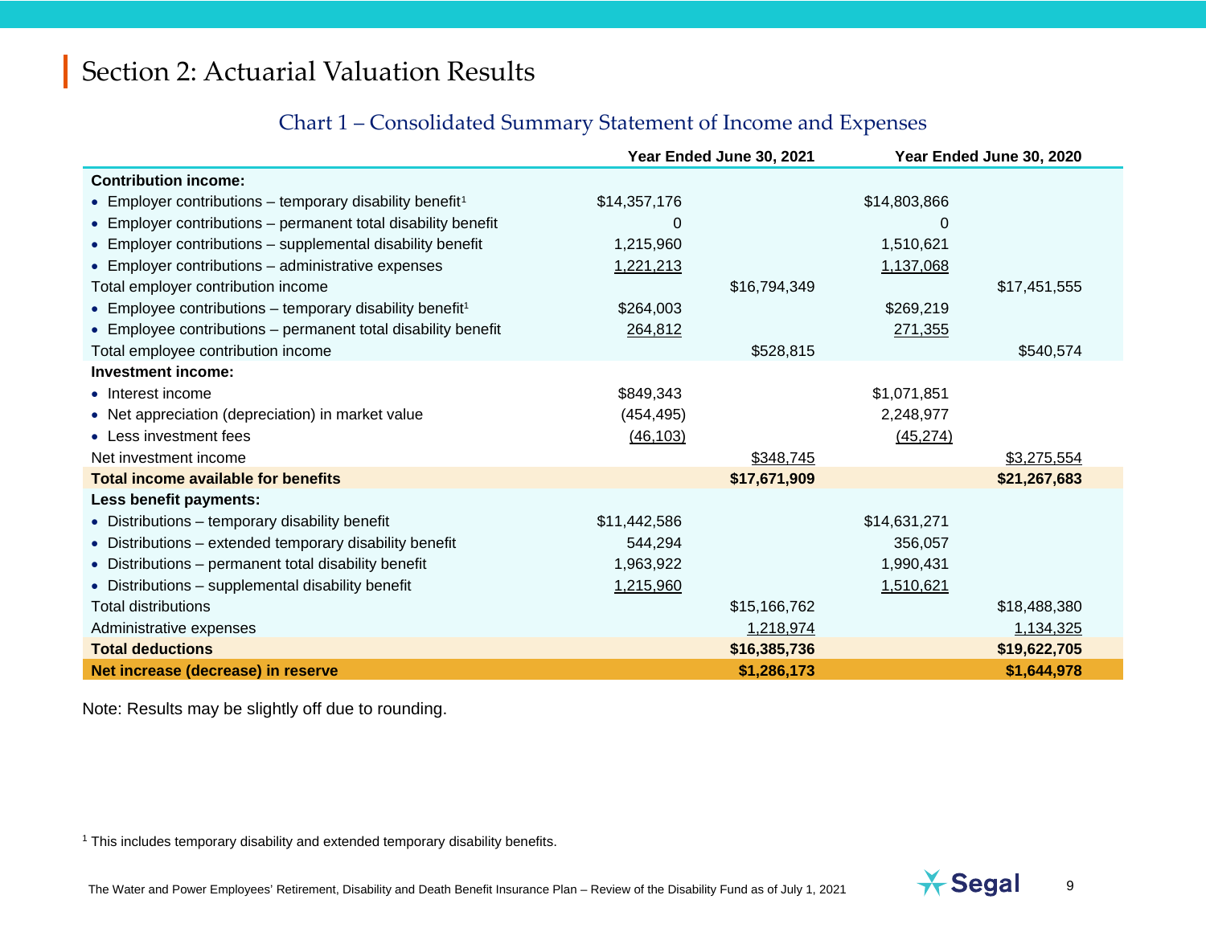# Section 2: Actuarial Valuation Results

## Chart 1 – Consolidated Summary Statement of Income and Expenses

| | Year Ended June 30, 2021 | | Year Ended June 30, 2020 | |
|---|---|---|---|---|
| **Contribution income:** | | | | |
| • Employer contributions – temporary disability benefit[1] | $14,357,176 | | $14,803,866 | |
| • Employer contributions – permanent total disability benefit | 0 | | 0 | |
| • Employer contributions – supplemental disability benefit | 1,215,960 | | 1,510,621 | |
| • Employer contributions – administrative expenses | 1,221,213 | | 1,137,068 | |
| Total employer contribution income | | $16,794,349 | | $17,451,555 |
| • Employee contributions – temporary disability benefit[1] | $264,003 | | $269,219 | |
| • Employee contributions – permanent total disability benefit | 264,812 | | 271,355 | |
| Total employee contribution income | | $528,815 | | $540,574 |
| **Investment income:** | | | | |
| • Interest income | $849,343 | | $1,071,851 | |
| • Net appreciation (depreciation) in market value | (454,495) | | 2,248,977 | |
| • Less investment fees | (46,103) | | (45,274) | |
| Net investment income | | $348,745 | | $3,275,554 |
| **Total income available for benefits** | | **$17,671,909** | | **$21,267,683** |
| **Less benefit payments:** | | | | |
| • Distributions – temporary disability benefit | $11,442,586 | | $14,631,271 | |
| • Distributions – extended temporary disability benefit | 544,294 | | 356,057 | |
| • Distributions – permanent total disability benefit | 1,963,922 | | 1,990,431 | |
| • Distributions – supplemental disability benefit | 1,215,960 | | 1,510,621 | |
| Total distributions | | $15,166,762 | | $18,488,380 |
| Administrative expenses | | 1,218,974 | | 1,134,325 |
| **Total deductions** | | **$16,385,736** | | **$19,622,705** |
| **Net increase (decrease) in reserve** | | **$1,286,173** | | **$1,644,978** |

Note: Results may be slightly off due to rounding.

[1] This includes temporary disability and extended temporary disability benefits.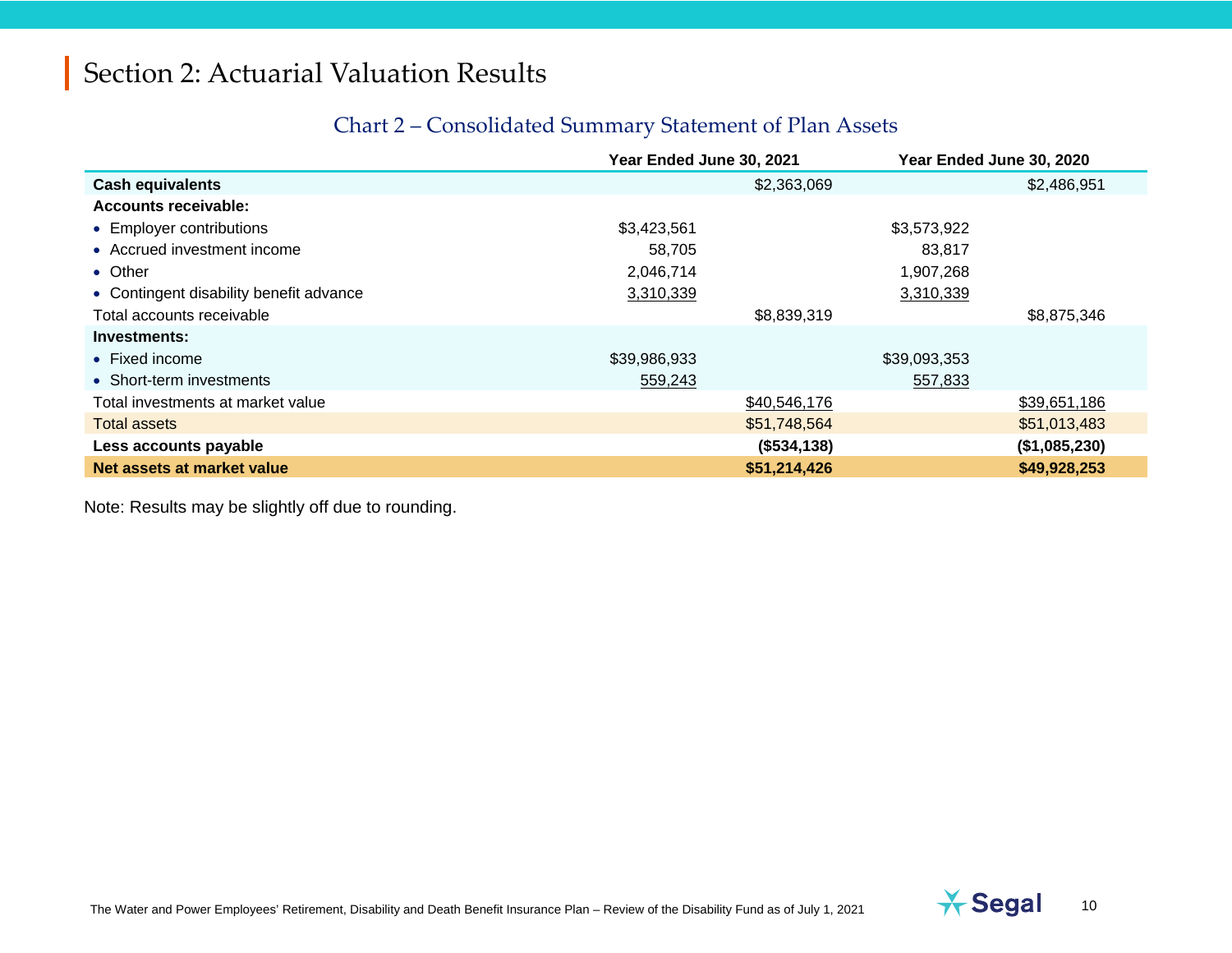# Section 2: Actuarial Valuation Results

## Chart 2 – Consolidated Summary Statement of Plan Assets

| | Year Ended June 30, 2021 | | Year Ended June 30, 2020 | |
|---|---|---|---|---|
| **Cash equivalents** | | $2,363,069 | | $2,486,951 |
| **Accounts receivable:** | | | | |
| • Employer contributions | $3,423,561 | | $3,573,922 | |
| • Accrued investment income | 58,705 | | 83,817 | |
| • Other | 2,046,714 | | 1,907,268 | |
| • Contingent disability benefit advance | 3,310,339 | | 3,310,339 | |
| Total accounts receivable | | $8,839,319 | | $8,875,346 |
| **Investments:** | | | | |
| • Fixed income | $39,986,933 | | $39,093,353 | |
| • Short-term investments | 559,243 | | 557,833 | |
| Total investments at market value | | $40,546,176 | | $39,651,186 |
| Total assets | | $51,748,564 | | $51,013,483 |
| **Less accounts payable** | | **($534,138)** | | **($1,085,230)** |
| **Net assets at market value** | | **$51,214,426** | | **$49,928,253** |

Note: Results may be slightly off due to rounding.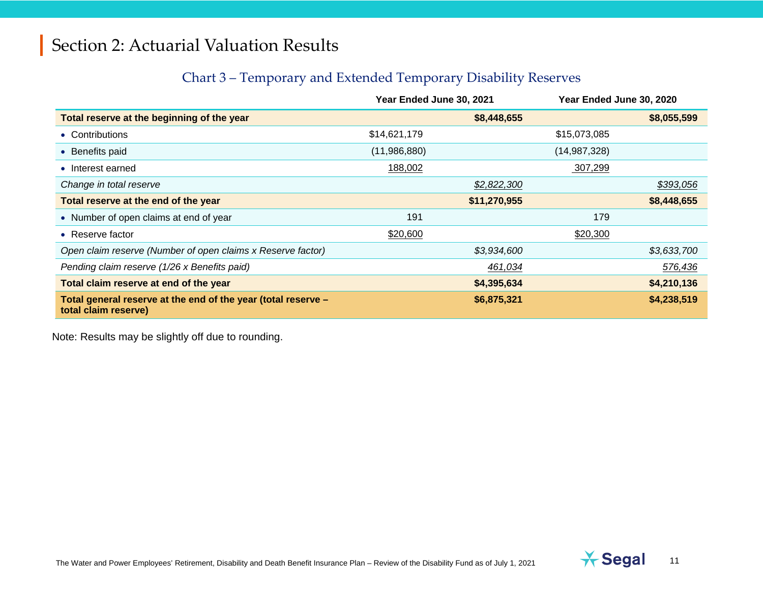# Section 2: Actuarial Valuation Results

## Chart 3 – Temporary and Extended Temporary Disability Reserves

| | Year Ended June 30, 2021 | | Year Ended June 30, 2020 | |
|---|---|---|---|---|
| **Total reserve at the beginning of the year** | | **$8,448,655** | | **$8,055,599** |
| • Contributions | $14,621,179 | | $15,073,085 | |
| • Benefits paid | (11,986,880) | | (14,987,328) | |
| • Interest earned | 188,002 | | 307,299 | |
| *Change in total reserve* | | *$2,822,300* | | *$393,056* |
| **Total reserve at the end of the year** | | **$11,270,955** | | **$8,448,655** |
| • Number of open claims at end of year | 191 | | 179 | |
| • Reserve factor | $20,600 | | $20,300 | |
| *Open claim reserve (Number of open claims x Reserve factor)* | | *$3,934,600* | | *$3,633,700* |
| *Pending claim reserve (1/26 x Benefits paid)* | | *461,034* | | *576,436* |
| **Total claim reserve at end of the year** | | **$4,395,634** | | **$4,210,136** |
| **Total general reserve at the end of the year (total reserve – total claim reserve)** | | **$6,875,321** | | **$4,238,519** |

Note: Results may be slightly off due to rounding.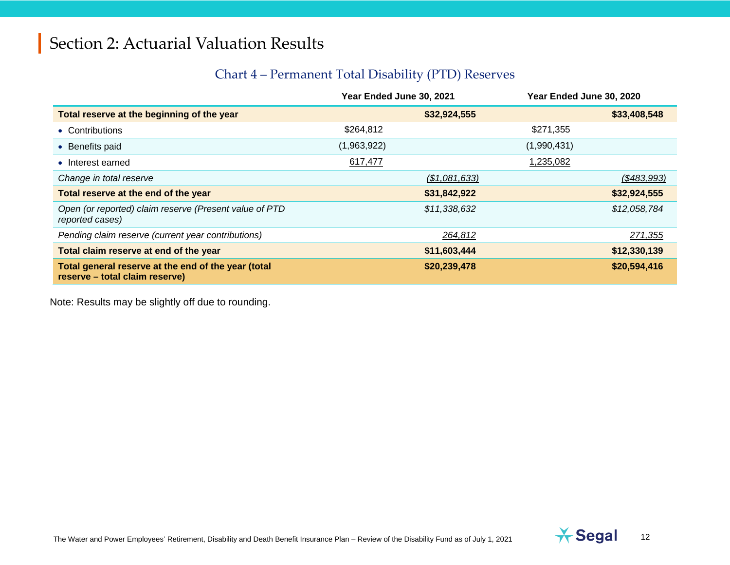# Section 2: Actuarial Valuation Results

## Chart 4 – Permanent Total Disability (PTD) Reserves

| | Year Ended June 30, 2021 | | Year Ended June 30, 2020 | |
|---|---|---|---|---|
| **Total reserve at the beginning of the year** | | **$32,924,555** | | **$33,408,548** |
| • Contributions | $264,812 | | $271,355 | |
| • Benefits paid | (1,963,922) | | (1,990,431) | |
| • Interest earned | 617,477 | | 1,235,082 | |
| *Change in total reserve* | | *($1,081,633)* | | *($483,993)* |
| **Total reserve at the end of the year** | | **$31,842,922** | | **$32,924,555** |
| *Open (or reported) claim reserve (Present value of PTD reported cases)* | | *$11,338,632* | | *$12,058,784* |
| *Pending claim reserve (current year contributions)* | | *264,812* | | *271,355* |
| **Total claim reserve at end of the year** | | **$11,603,444** | | **$12,330,139** |
| **Total general reserve at the end of the year (total reserve – total claim reserve)** | | **$20,239,478** | | **$20,594,416** |

Note: Results may be slightly off due to rounding.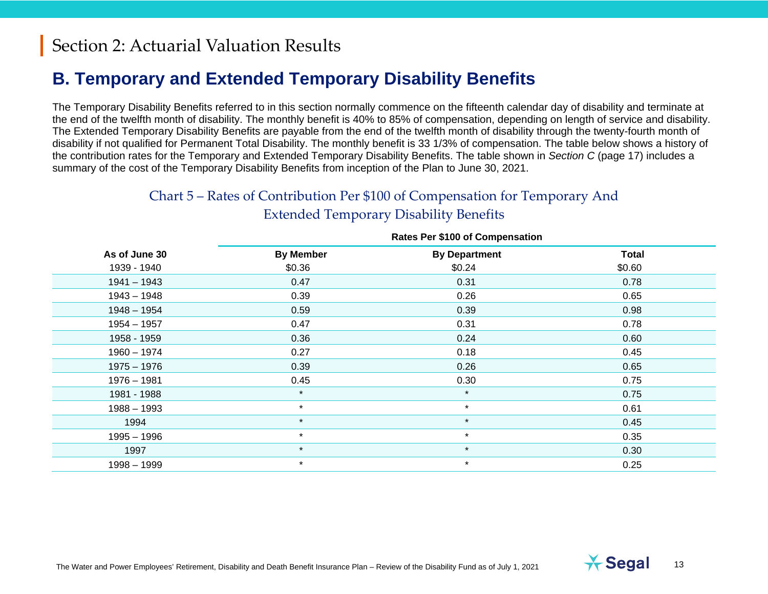# Section 2: Actuarial Valuation Results

## B. Temporary and Extended Temporary Disability Benefits

The Temporary Disability Benefits referred to in this section normally commence on the fifteenth calendar day of disability and terminate at the end of the twelfth month of disability. The monthly benefit is 40% to 85% of compensation, depending on length of service and disability. The Extended Temporary Disability Benefits are payable from the end of the twelfth month of disability through the twenty-fourth month of disability if not qualified for Permanent Total Disability. The monthly benefit is 33 1/3% of compensation. The table below shows a history of the contribution rates for the Temporary and Extended Temporary Disability Benefits. The table shown in *Section C* (page 17) includes a summary of the cost of the Temporary Disability Benefits from inception of the Plan to June 30, 2021.

### Chart 5 – Rates of Contribution Per $100 of Compensation for Temporary And Extended Temporary Disability Benefits

| | Rates Per $100 of Compensation | | |
|---|---|---|---|
| **As of June 30** | **By Member** | **By Department** | **Total** |
| 1939 - 1940 | $0.36 | $0.24 | $0.60 |
| 1941 – 1943 | 0.47 | 0.31 | 0.78 |
| 1943 – 1948 | 0.39 | 0.26 | 0.65 |
| 1948 – 1954 | 0.59 | 0.39 | 0.98 |
| 1954 – 1957 | 0.47 | 0.31 | 0.78 |
| 1958 - 1959 | 0.36 | 0.24 | 0.60 |
| 1960 – 1974 | 0.27 | 0.18 | 0.45 |
| 1975 – 1976 | 0.39 | 0.26 | 0.65 |
| 1976 – 1981 | 0.45 | 0.30 | 0.75 |
| 1981 - 1988 | * | * | 0.75 |
| 1988 – 1993 | * | * | 0.61 |
| 1994 | * | * | 0.45 |
| 1995 – 1996 | * | * | 0.35 |
| 1997 | * | * | 0.30 |
| 1998 – 1999 | * | * | 0.25 |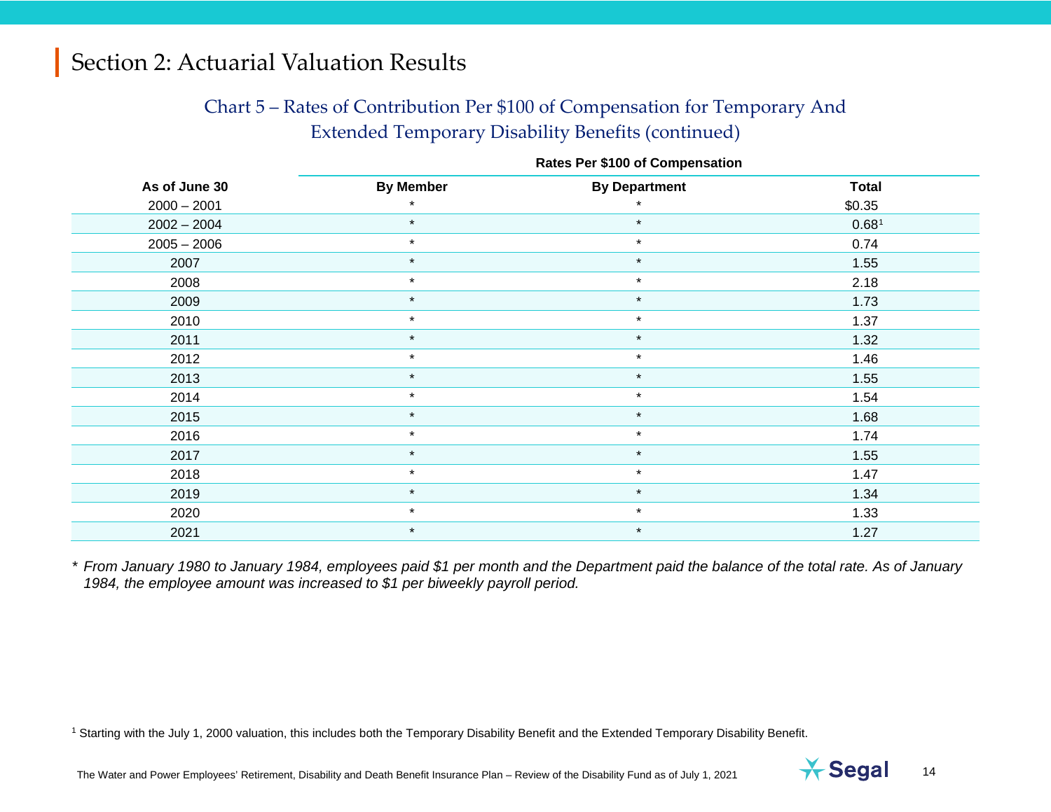# Section 2: Actuarial Valuation Results

## Chart 5 – Rates of Contribution Per $100 of Compensation for Temporary And Extended Temporary Disability Benefits (continued)

| | Rates Per $100 of Compensation | | |
|---|---|---|---|
| **As of June 30** | **By Member** | **By Department** | **Total** |
| 2000 – 2001 | * | * | $0.35 |
| 2002 – 2004 | * | * | 0.68[1] |
| 2005 – 2006 | * | * | 0.74 |
| 2007 | * | * | 1.55 |
| 2008 | * | * | 2.18 |
| 2009 | * | * | 1.73 |
| 2010 | * | * | 1.37 |
| 2011 | * | * | 1.32 |
| 2012 | * | * | 1.46 |
| 2013 | * | * | 1.55 |
| 2014 | * | * | 1.54 |
| 2015 | * | * | 1.68 |
| 2016 | * | * | 1.74 |
| 2017 | * | * | 1.55 |
| 2018 | * | * | 1.47 |
| 2019 | * | * | 1.34 |
| 2020 | * | * | 1.33 |
| 2021 | * | * | 1.27 |

\* *From January 1980 to January 1984, employees paid $1 per month and the Department paid the balance of the total rate. As of January 1984, the employee amount was increased to $1 per biweekly payroll period.*

[1] Starting with the July 1, 2000 valuation, this includes both the Temporary Disability Benefit and the Extended Temporary Disability Benefit.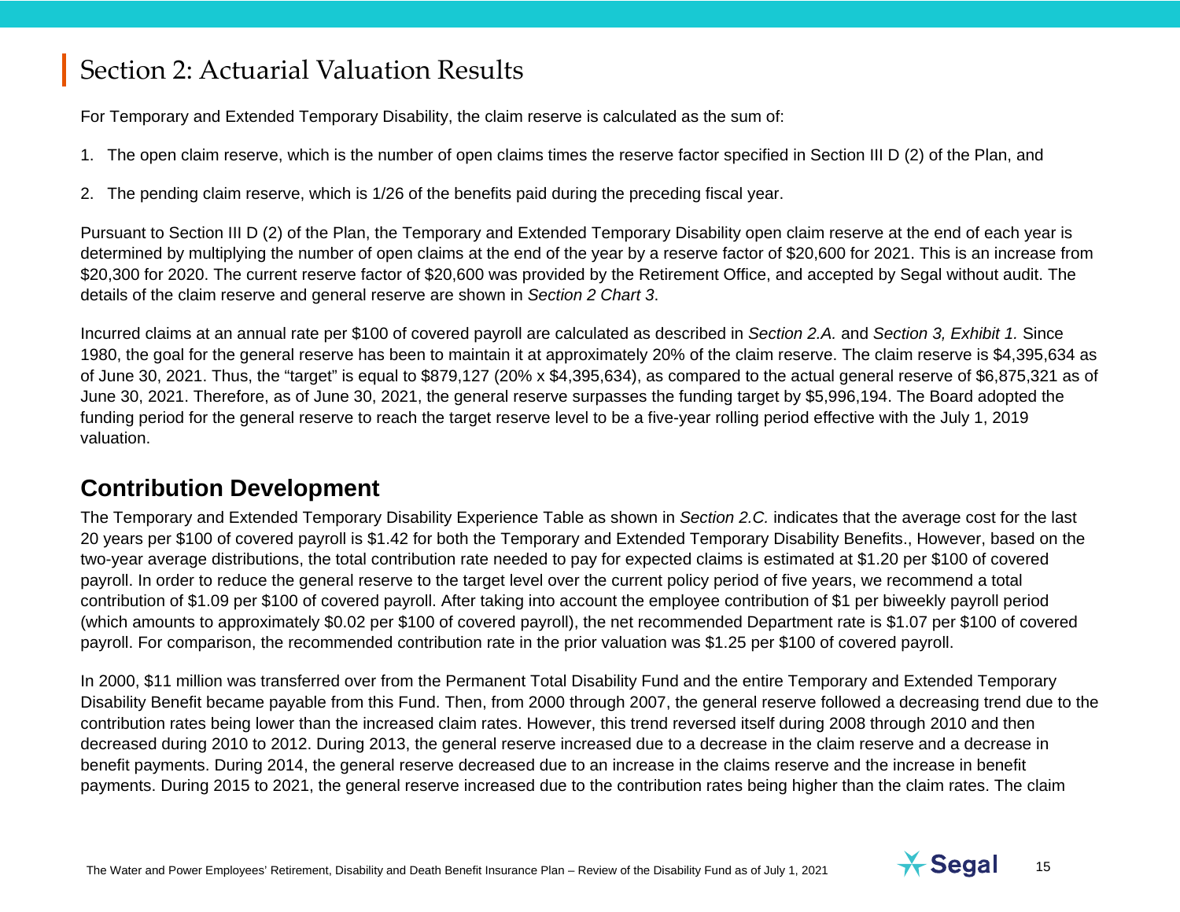# Section 2: Actuarial Valuation Results

For Temporary and Extended Temporary Disability, the claim reserve is calculated as the sum of:

1. The open claim reserve, which is the number of open claims times the reserve factor specified in Section III D (2) of the Plan, and
2. The pending claim reserve, which is 1/26 of the benefits paid during the preceding fiscal year.

Pursuant to Section III D (2) of the Plan, the Temporary and Extended Temporary Disability open claim reserve at the end of each year is determined by multiplying the number of open claims at the end of the year by a reserve factor of $20,600 for 2021. This is an increase from $20,300 for 2020. The current reserve factor of $20,600 was provided by the Retirement Office, and accepted by Segal without audit. The details of the claim reserve and general reserve are shown in *Section 2 Chart 3*.

Incurred claims at an annual rate per $100 of covered payroll are calculated as described in *Section 2.A.* and *Section 3, Exhibit 1.* Since 1980, the goal for the general reserve has been to maintain it at approximately 20% of the claim reserve. The claim reserve is $4,395,634 as of June 30, 2021. Thus, the "target" is equal to $879,127 (20% x $4,395,634), as compared to the actual general reserve of $6,875,321 as of June 30, 2021. Therefore, as of June 30, 2021, the general reserve surpasses the funding target by $5,996,194. The Board adopted the funding period for the general reserve to reach the target reserve level to be a five-year rolling period effective with the July 1, 2019 valuation.

## Contribution Development

The Temporary and Extended Temporary Disability Experience Table as shown in *Section 2.C.* indicates that the average cost for the last 20 years per $100 of covered payroll is $1.42 for both the Temporary and Extended Temporary Disability Benefits., However, based on the two-year average distributions, the total contribution rate needed to pay for expected claims is estimated at $1.20 per $100 of covered payroll. In order to reduce the general reserve to the target level over the current policy period of five years, we recommend a total contribution of $1.09 per $100 of covered payroll. After taking into account the employee contribution of $1 per biweekly payroll period (which amounts to approximately $0.02 per $100 of covered payroll), the net recommended Department rate is $1.07 per $100 of covered payroll. For comparison, the recommended contribution rate in the prior valuation was $1.25 per $100 of covered payroll.

In 2000, $11 million was transferred over from the Permanent Total Disability Fund and the entire Temporary and Extended Temporary Disability Benefit became payable from this Fund. Then, from 2000 through 2007, the general reserve followed a decreasing trend due to the contribution rates being lower than the increased claim rates. However, this trend reversed itself during 2008 through 2010 and then decreased during 2010 to 2012. During 2013, the general reserve increased due to a decrease in the claim reserve and a decrease in benefit payments. During 2014, the general reserve decreased due to an increase in the claims reserve and the increase in benefit payments. During 2015 to 2021, the general reserve increased due to the contribution rates being higher than the claim rates. The claim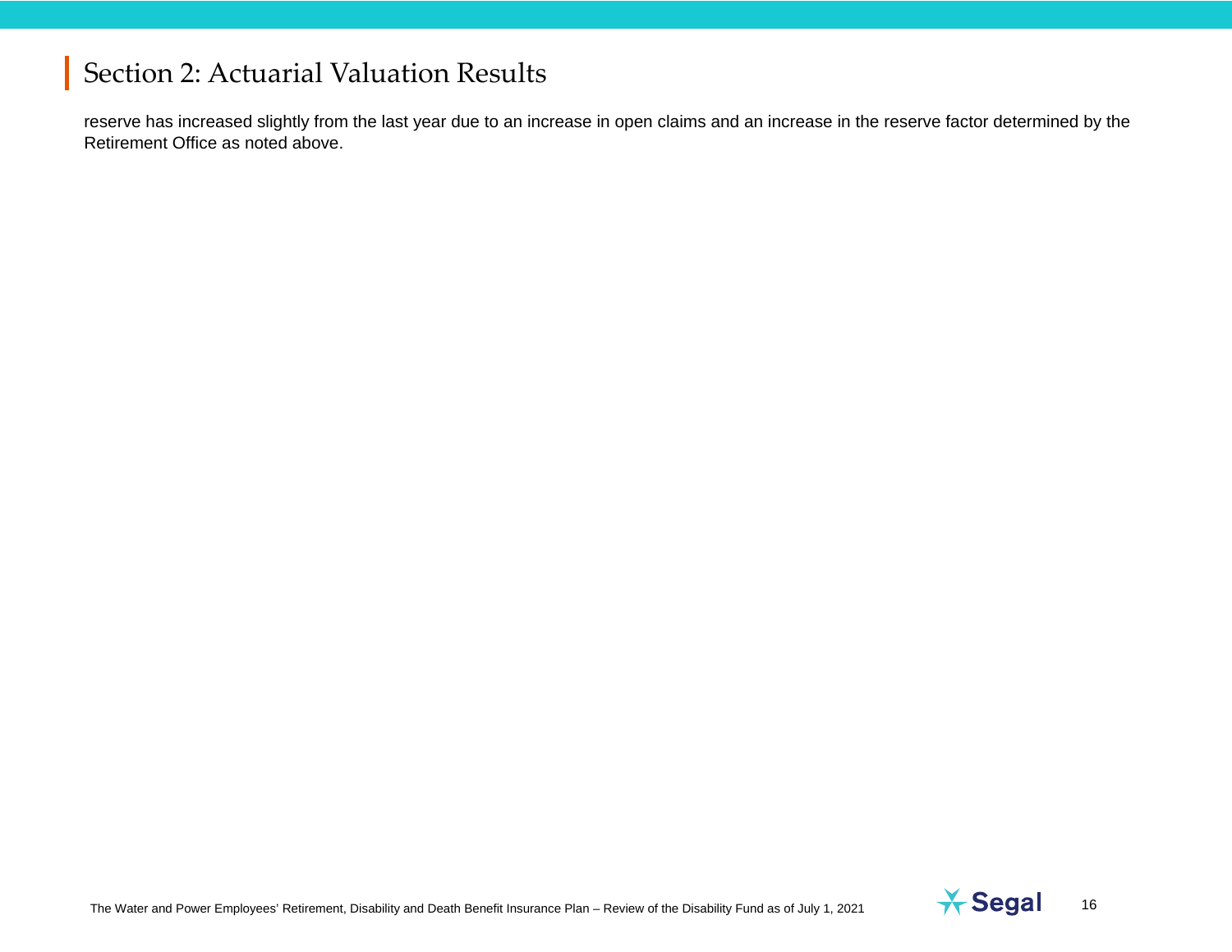# Section 2: Actuarial Valuation Results

reserve has increased slightly from the last year due to an increase in open claims and an increase in the reserve factor determined by the Retirement Office as noted above.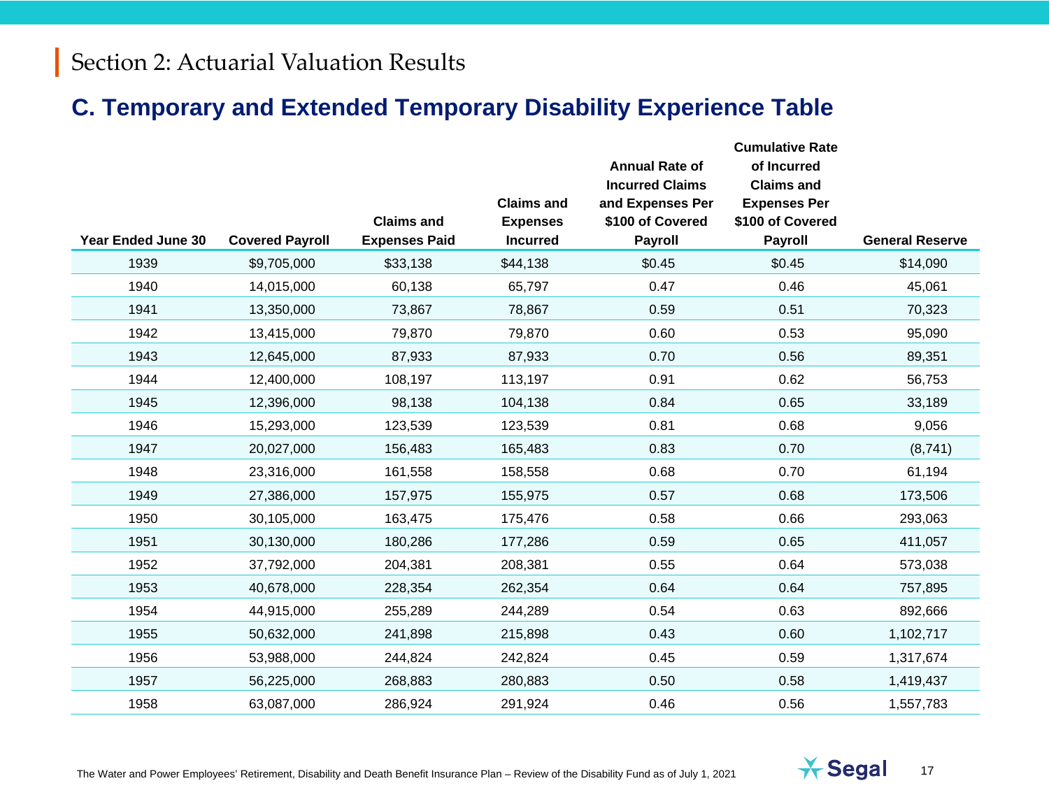# Section 2: Actuarial Valuation Results

## C. Temporary and Extended Temporary Disability Experience Table

| Year Ended June 30 | Covered Payroll | Claims and Expenses Paid | Claims and Expenses Incurred | Annual Rate of Incurred Claims and Expenses Per $100 of Covered Payroll | Cumulative Rate of Incurred Claims and Expenses Per $100 of Covered Payroll | General Reserve |
|---|---|---|---|---|---|---|
| 1939 | $9,705,000 | $33,138 | $44,138 | $0.45 | $0.45 | $14,090 |
| 1940 | 14,015,000 | 60,138 | 65,797 | 0.47 | 0.46 | 45,061 |
| 1941 | 13,350,000 | 73,867 | 78,867 | 0.59 | 0.51 | 70,323 |
| 1942 | 13,415,000 | 79,870 | 79,870 | 0.60 | 0.53 | 95,090 |
| 1943 | 12,645,000 | 87,933 | 87,933 | 0.70 | 0.56 | 89,351 |
| 1944 | 12,400,000 | 108,197 | 113,197 | 0.91 | 0.62 | 56,753 |
| 1945 | 12,396,000 | 98,138 | 104,138 | 0.84 | 0.65 | 33,189 |
| 1946 | 15,293,000 | 123,539 | 123,539 | 0.81 | 0.68 | 9,056 |
| 1947 | 20,027,000 | 156,483 | 165,483 | 0.83 | 0.70 | (8,741) |
| 1948 | 23,316,000 | 161,558 | 158,558 | 0.68 | 0.70 | 61,194 |
| 1949 | 27,386,000 | 157,975 | 155,975 | 0.57 | 0.68 | 173,506 |
| 1950 | 30,105,000 | 163,475 | 175,476 | 0.58 | 0.66 | 293,063 |
| 1951 | 30,130,000 | 180,286 | 177,286 | 0.59 | 0.65 | 411,057 |
| 1952 | 37,792,000 | 204,381 | 208,381 | 0.55 | 0.64 | 573,038 |
| 1953 | 40,678,000 | 228,354 | 262,354 | 0.64 | 0.64 | 757,895 |
| 1954 | 44,915,000 | 255,289 | 244,289 | 0.54 | 0.63 | 892,666 |
| 1955 | 50,632,000 | 241,898 | 215,898 | 0.43 | 0.60 | 1,102,717 |
| 1956 | 53,988,000 | 244,824 | 242,824 | 0.45 | 0.59 | 1,317,674 |
| 1957 | 56,225,000 | 268,883 | 280,883 | 0.50 | 0.58 | 1,419,437 |
| 1958 | 63,087,000 | 286,924 | 291,924 | 0.46 | 0.56 | 1,557,783 |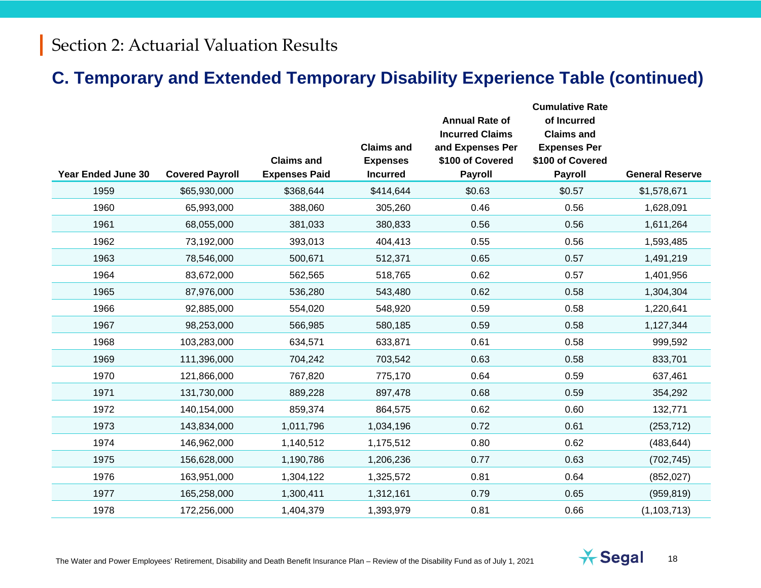# Section 2: Actuarial Valuation Results

## C. Temporary and Extended Temporary Disability Experience Table (continued)

| Year Ended June 30 | Covered Payroll | Claims and Expenses Paid | Claims and Expenses Incurred | Annual Rate of Incurred Claims and Expenses Per $100 of Covered Payroll | Cumulative Rate of Incurred Claims and Expenses Per $100 of Covered Payroll | General Reserve |
|---|---|---|---|---|---|---|
| 1959 | $65,930,000 | $368,644 | $414,644 | $0.63 | $0.57 | $1,578,671 |
| 1960 | 65,993,000 | 388,060 | 305,260 | 0.46 | 0.56 | 1,628,091 |
| 1961 | 68,055,000 | 381,033 | 380,833 | 0.56 | 0.56 | 1,611,264 |
| 1962 | 73,192,000 | 393,013 | 404,413 | 0.55 | 0.56 | 1,593,485 |
| 1963 | 78,546,000 | 500,671 | 512,371 | 0.65 | 0.57 | 1,491,219 |
| 1964 | 83,672,000 | 562,565 | 518,765 | 0.62 | 0.57 | 1,401,956 |
| 1965 | 87,976,000 | 536,280 | 543,480 | 0.62 | 0.58 | 1,304,304 |
| 1966 | 92,885,000 | 554,020 | 548,920 | 0.59 | 0.58 | 1,220,641 |
| 1967 | 98,253,000 | 566,985 | 580,185 | 0.59 | 0.58 | 1,127,344 |
| 1968 | 103,283,000 | 634,571 | 633,871 | 0.61 | 0.58 | 999,592 |
| 1969 | 111,396,000 | 704,242 | 703,542 | 0.63 | 0.58 | 833,701 |
| 1970 | 121,866,000 | 767,820 | 775,170 | 0.64 | 0.59 | 637,461 |
| 1971 | 131,730,000 | 889,228 | 897,478 | 0.68 | 0.59 | 354,292 |
| 1972 | 140,154,000 | 859,374 | 864,575 | 0.62 | 0.60 | 132,771 |
| 1973 | 143,834,000 | 1,011,796 | 1,034,196 | 0.72 | 0.61 | (253,712) |
| 1974 | 146,962,000 | 1,140,512 | 1,175,512 | 0.80 | 0.62 | (483,644) |
| 1975 | 156,628,000 | 1,190,786 | 1,206,236 | 0.77 | 0.63 | (702,745) |
| 1976 | 163,951,000 | 1,304,122 | 1,325,572 | 0.81 | 0.64 | (852,027) |
| 1977 | 165,258,000 | 1,300,411 | 1,312,161 | 0.79 | 0.65 | (959,819) |
| 1978 | 172,256,000 | 1,404,379 | 1,393,979 | 0.81 | 0.66 | (1,103,713) |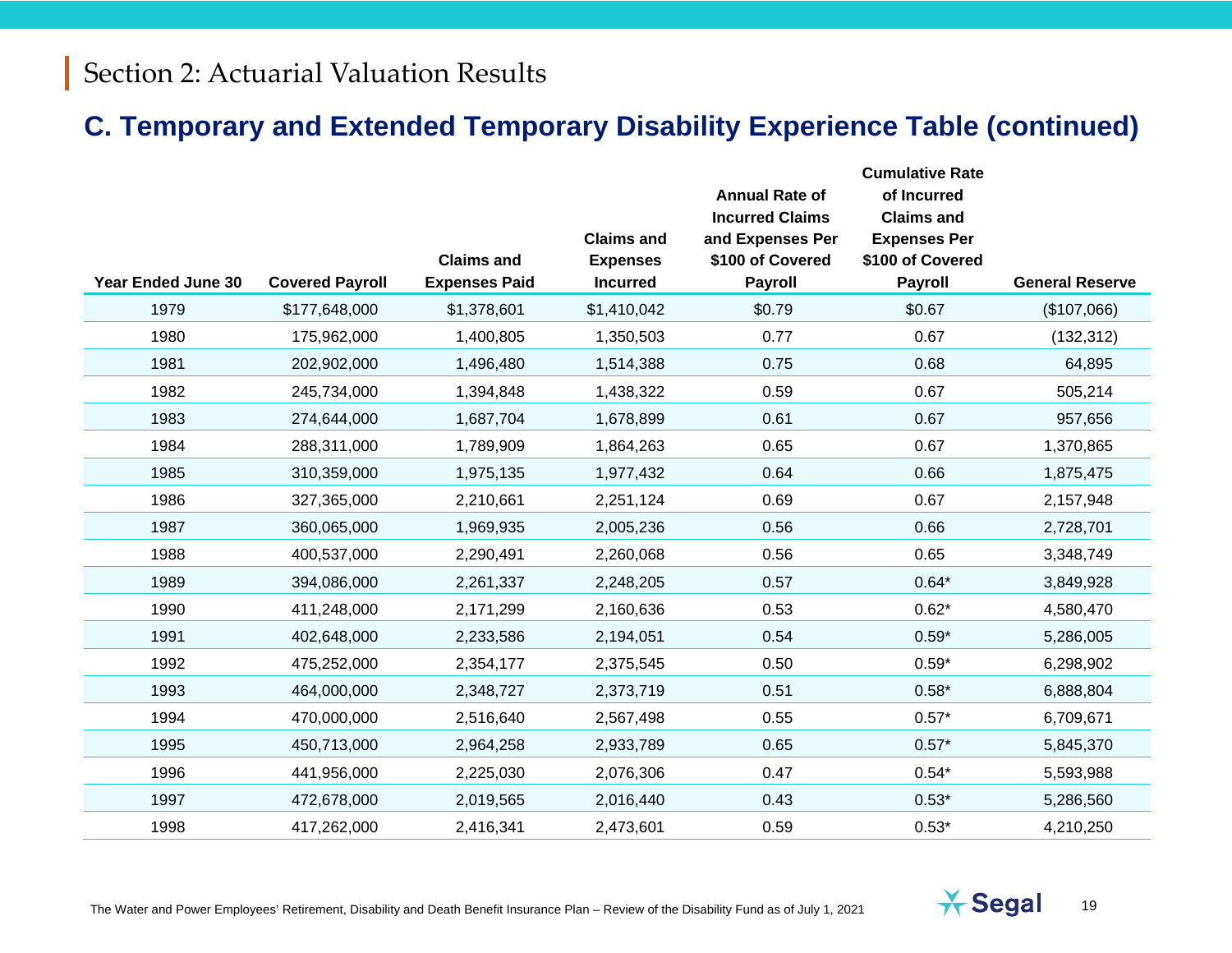# Section 2: Actuarial Valuation Results

## C. Temporary and Extended Temporary Disability Experience Table (continued)

| Year Ended June 30 | Covered Payroll | Claims and Expenses Paid | Claims and Expenses Incurred | Annual Rate of Incurred Claims and Expenses Per $100 of Covered Payroll | Cumulative Rate of Incurred Claims and Expenses Per $100 of Covered Payroll | General Reserve |
|---|---|---|---|---|---|---|
| 1979 | $177,648,000 | $1,378,601 | $1,410,042 | $0.79 | $0.67 | ($107,066) |
| 1980 | 175,962,000 | 1,400,805 | 1,350,503 | 0.77 | 0.67 | (132,312) |
| 1981 | 202,902,000 | 1,496,480 | 1,514,388 | 0.75 | 0.68 | 64,895 |
| 1982 | 245,734,000 | 1,394,848 | 1,438,322 | 0.59 | 0.67 | 505,214 |
| 1983 | 274,644,000 | 1,687,704 | 1,678,899 | 0.61 | 0.67 | 957,656 |
| 1984 | 288,311,000 | 1,789,909 | 1,864,263 | 0.65 | 0.67 | 1,370,865 |
| 1985 | 310,359,000 | 1,975,135 | 1,977,432 | 0.64 | 0.66 | 1,875,475 |
| 1986 | 327,365,000 | 2,210,661 | 2,251,124 | 0.69 | 0.67 | 2,157,948 |
| 1987 | 360,065,000 | 1,969,935 | 2,005,236 | 0.56 | 0.66 | 2,728,701 |
| 1988 | 400,537,000 | 2,290,491 | 2,260,068 | 0.56 | 0.65 | 3,348,749 |
| 1989 | 394,086,000 | 2,261,337 | 2,248,205 | 0.57 | 0.64* | 3,849,928 |
| 1990 | 411,248,000 | 2,171,299 | 2,160,636 | 0.53 | 0.62* | 4,580,470 |
| 1991 | 402,648,000 | 2,233,586 | 2,194,051 | 0.54 | 0.59* | 5,286,005 |
| 1992 | 475,252,000 | 2,354,177 | 2,375,545 | 0.50 | 0.59* | 6,298,902 |
| 1993 | 464,000,000 | 2,348,727 | 2,373,719 | 0.51 | 0.58* | 6,888,804 |
| 1994 | 470,000,000 | 2,516,640 | 2,567,498 | 0.55 | 0.57* | 6,709,671 |
| 1995 | 450,713,000 | 2,964,258 | 2,933,789 | 0.65 | 0.57* | 5,845,370 |
| 1996 | 441,956,000 | 2,225,030 | 2,076,306 | 0.47 | 0.54* | 5,593,988 |
| 1997 | 472,678,000 | 2,019,565 | 2,016,440 | 0.43 | 0.53* | 5,286,560 |
| 1998 | 417,262,000 | 2,416,341 | 2,473,601 | 0.59 | 0.53* | 4,210,250 |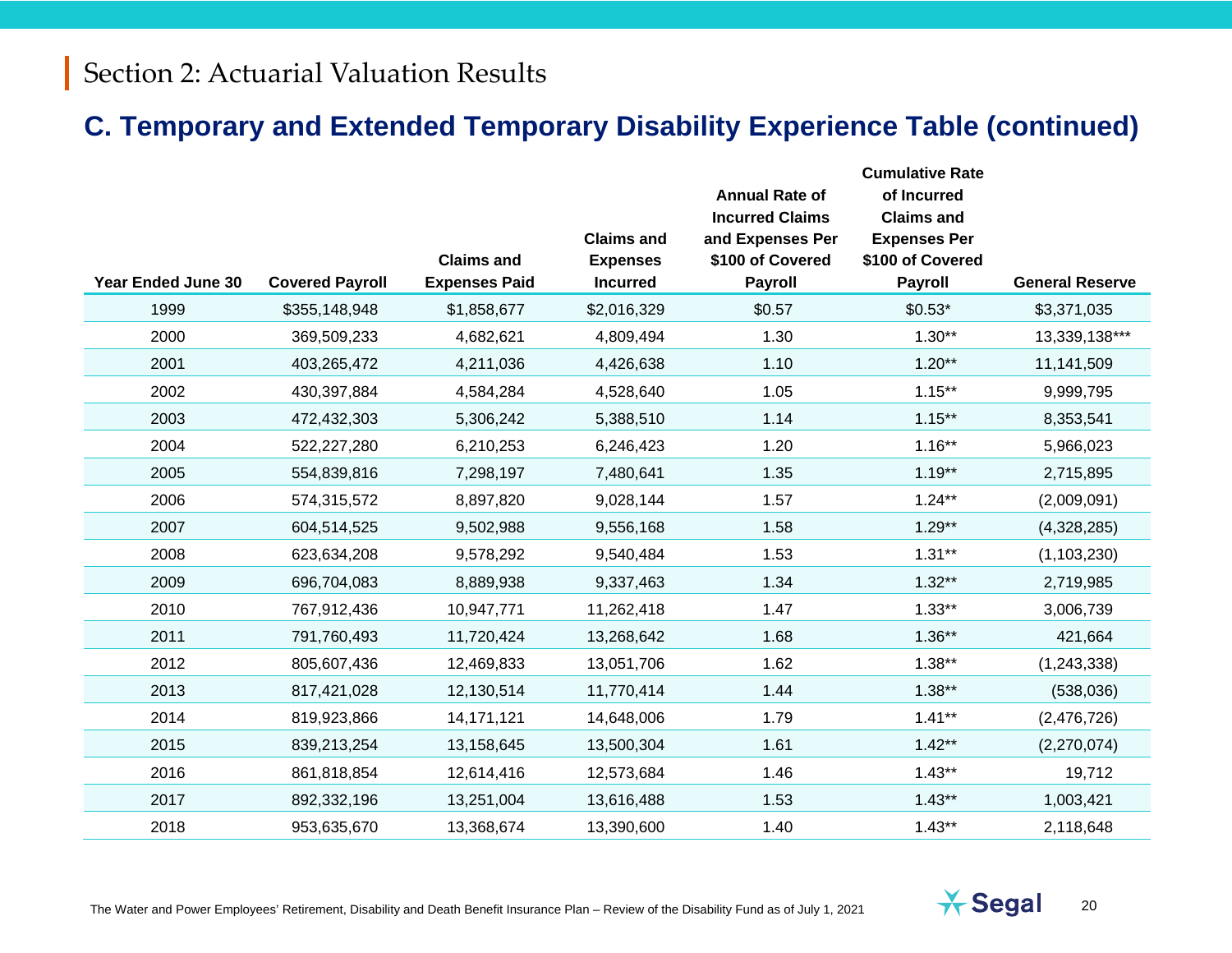Section 2: Actuarial Valuation Results

## C. Temporary and Extended Temporary Disability Experience Table (continued)

| Year Ended June 30 | Covered Payroll | Claims and Expenses Paid | Claims and Expenses Incurred | Annual Rate of Incurred Claims and Expenses Per $100 of Covered Payroll | Cumulative Rate of Incurred Claims and Expenses Per $100 of Covered Payroll | General Reserve |
|---|---|---|---|---|---|---|
| 1999 | $355,148,948 | $1,858,677 | $2,016,329 | $0.57 | $0.53* | $3,371,035 |
| 2000 | 369,509,233 | 4,682,621 | 4,809,494 | 1.30 | 1.30** | 13,339,138*** |
| 2001 | 403,265,472 | 4,211,036 | 4,426,638 | 1.10 | 1.20** | 11,141,509 |
| 2002 | 430,397,884 | 4,584,284 | 4,528,640 | 1.05 | 1.15** | 9,999,795 |
| 2003 | 472,432,303 | 5,306,242 | 5,388,510 | 1.14 | 1.15** | 8,353,541 |
| 2004 | 522,227,280 | 6,210,253 | 6,246,423 | 1.20 | 1.16** | 5,966,023 |
| 2005 | 554,839,816 | 7,298,197 | 7,480,641 | 1.35 | 1.19** | 2,715,895 |
| 2006 | 574,315,572 | 8,897,820 | 9,028,144 | 1.57 | 1.24** | (2,009,091) |
| 2007 | 604,514,525 | 9,502,988 | 9,556,168 | 1.58 | 1.29** | (4,328,285) |
| 2008 | 623,634,208 | 9,578,292 | 9,540,484 | 1.53 | 1.31** | (1,103,230) |
| 2009 | 696,704,083 | 8,889,938 | 9,337,463 | 1.34 | 1.32** | 2,719,985 |
| 2010 | 767,912,436 | 10,947,771 | 11,262,418 | 1.47 | 1.33** | 3,006,739 |
| 2011 | 791,760,493 | 11,720,424 | 13,268,642 | 1.68 | 1.36** | 421,664 |
| 2012 | 805,607,436 | 12,469,833 | 13,051,706 | 1.62 | 1.38** | (1,243,338) |
| 2013 | 817,421,028 | 12,130,514 | 11,770,414 | 1.44 | 1.38** | (538,036) |
| 2014 | 819,923,866 | 14,171,121 | 14,648,006 | 1.79 | 1.41** | (2,476,726) |
| 2015 | 839,213,254 | 13,158,645 | 13,500,304 | 1.61 | 1.42** | (2,270,074) |
| 2016 | 861,818,854 | 12,614,416 | 12,573,684 | 1.46 | 1.43** | 19,712 |
| 2017 | 892,332,196 | 13,251,004 | 13,616,488 | 1.53 | 1.43** | 1,003,421 |
| 2018 | 953,635,670 | 13,368,674 | 13,390,600 | 1.40 | 1.43** | 2,118,648 |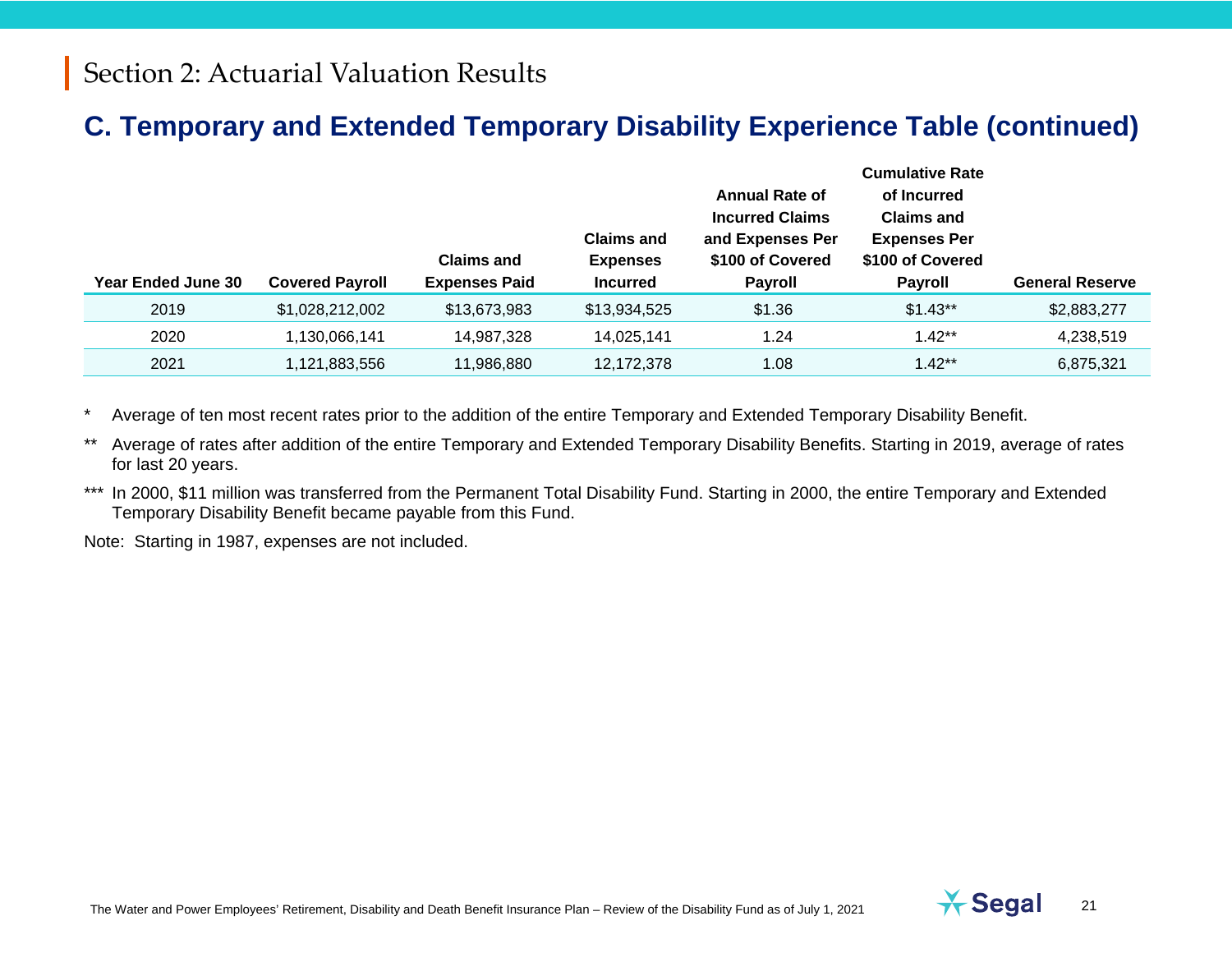# Section 2: Actuarial Valuation Results

## C. Temporary and Extended Temporary Disability Experience Table (continued)

| Year Ended June 30 | Covered Payroll | Claims and Expenses Paid | Claims and Expenses Incurred | Annual Rate of Incurred Claims and Expenses Per $100 of Covered Payroll | Cumulative Rate of Incurred Claims and Expenses Per $100 of Covered Payroll | General Reserve |
|---|---|---|---|---|---|---|
| 2019 | $1,028,212,002 | $13,673,983 | $13,934,525 | $1.36 | $1.43** | $2,883,277 |
| 2020 | 1,130,066,141 | 14,987,328 | 14,025,141 | 1.24 | 1.42** | 4,238,519 |
| 2021 | 1,121,883,556 | 11,986,880 | 12,172,378 | 1.08 | 1.42** | 6,875,321 |

\* Average of ten most recent rates prior to the addition of the entire Temporary and Extended Temporary Disability Benefit.

\** Average of rates after addition of the entire Temporary and Extended Temporary Disability Benefits. Starting in 2019, average of rates for last 20 years.

\*** In 2000, $11 million was transferred from the Permanent Total Disability Fund. Starting in 2000, the entire Temporary and Extended Temporary Disability Benefit became payable from this Fund.

Note: Starting in 1987, expenses are not included.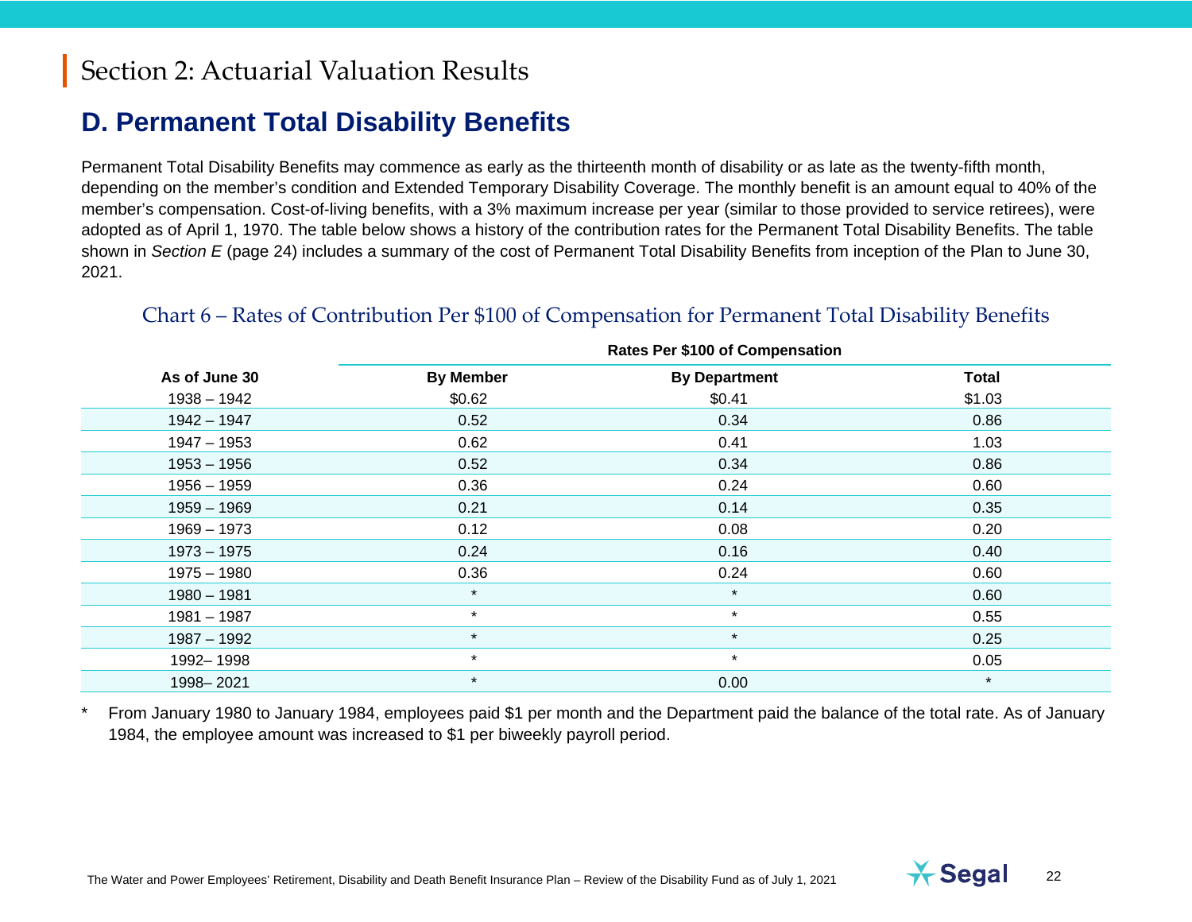# Section 2: Actuarial Valuation Results

## D. Permanent Total Disability Benefits

Permanent Total Disability Benefits may commence as early as the thirteenth month of disability or as late as the twenty-fifth month, depending on the member's condition and Extended Temporary Disability Coverage. The monthly benefit is an amount equal to 40% of the member's compensation. Cost-of-living benefits, with a 3% maximum increase per year (similar to those provided to service retirees), were adopted as of April 1, 1970. The table below shows a history of the contribution rates for the Permanent Total Disability Benefits. The table shown in *Section E* (page 24) includes a summary of the cost of Permanent Total Disability Benefits from inception of the Plan to June 30, 2021.

### Chart 6 – Rates of Contribution Per $100 of Compensation for Permanent Total Disability Benefits

| | Rates Per $100 of Compensation | | |
|---|---|---|---|
| **As of June 30** | **By Member** | **By Department** | **Total** |
| 1938 – 1942 | $0.62 | $0.41 | $1.03 |
| 1942 – 1947 | 0.52 | 0.34 | 0.86 |
| 1947 – 1953 | 0.62 | 0.41 | 1.03 |
| 1953 – 1956 | 0.52 | 0.34 | 0.86 |
| 1956 – 1959 | 0.36 | 0.24 | 0.60 |
| 1959 – 1969 | 0.21 | 0.14 | 0.35 |
| 1969 – 1973 | 0.12 | 0.08 | 0.20 |
| 1973 – 1975 | 0.24 | 0.16 | 0.40 |
| 1975 – 1980 | 0.36 | 0.24 | 0.60 |
| 1980 – 1981 | * | * | 0.60 |
| 1981 – 1987 | * | * | 0.55 |
| 1987 – 1992 | * | * | 0.25 |
| 1992– 1998 | * | * | 0.05 |
| 1998– 2021 | * | 0.00 | * |

\* From January 1980 to January 1984, employees paid $1 per month and the Department paid the balance of the total rate. As of January 1984, the employee amount was increased to $1 per biweekly payroll period.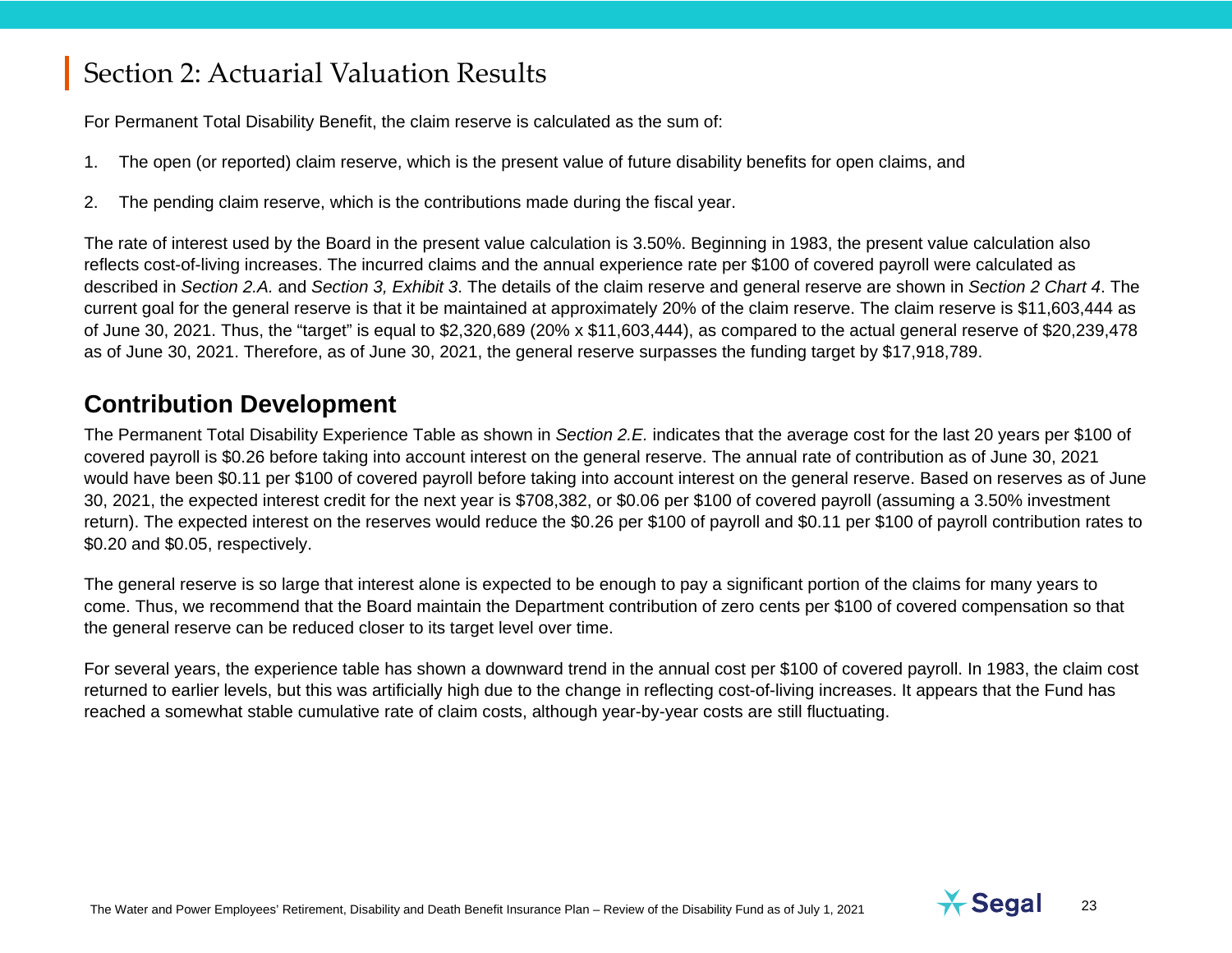# Section 2: Actuarial Valuation Results

For Permanent Total Disability Benefit, the claim reserve is calculated as the sum of:

1. The open (or reported) claim reserve, which is the present value of future disability benefits for open claims, and
2. The pending claim reserve, which is the contributions made during the fiscal year.

The rate of interest used by the Board in the present value calculation is 3.50%. Beginning in 1983, the present value calculation also reflects cost-of-living increases. The incurred claims and the annual experience rate per $100 of covered payroll were calculated as described in *Section 2.A.* and *Section 3, Exhibit 3*. The details of the claim reserve and general reserve are shown in *Section 2 Chart 4*. The current goal for the general reserve is that it be maintained at approximately 20% of the claim reserve. The claim reserve is $11,603,444 as of June 30, 2021. Thus, the "target" is equal to $2,320,689 (20% x $11,603,444), as compared to the actual general reserve of $20,239,478 as of June 30, 2021. Therefore, as of June 30, 2021, the general reserve surpasses the funding target by $17,918,789.

## Contribution Development

The Permanent Total Disability Experience Table as shown in *Section 2.E.* indicates that the average cost for the last 20 years per $100 of covered payroll is $0.26 before taking into account interest on the general reserve. The annual rate of contribution as of June 30, 2021 would have been $0.11 per $100 of covered payroll before taking into account interest on the general reserve. Based on reserves as of June 30, 2021, the expected interest credit for the next year is $708,382, or $0.06 per $100 of covered payroll (assuming a 3.50% investment return). The expected interest on the reserves would reduce the $0.26 per $100 of payroll and $0.11 per $100 of payroll contribution rates to $0.20 and $0.05, respectively.

The general reserve is so large that interest alone is expected to be enough to pay a significant portion of the claims for many years to come. Thus, we recommend that the Board maintain the Department contribution of zero cents per $100 of covered compensation so that the general reserve can be reduced closer to its target level over time.

For several years, the experience table has shown a downward trend in the annual cost per $100 of covered payroll. In 1983, the claim cost returned to earlier levels, but this was artificially high due to the change in reflecting cost-of-living increases. It appears that the Fund has reached a somewhat stable cumulative rate of claim costs, although year-by-year costs are still fluctuating.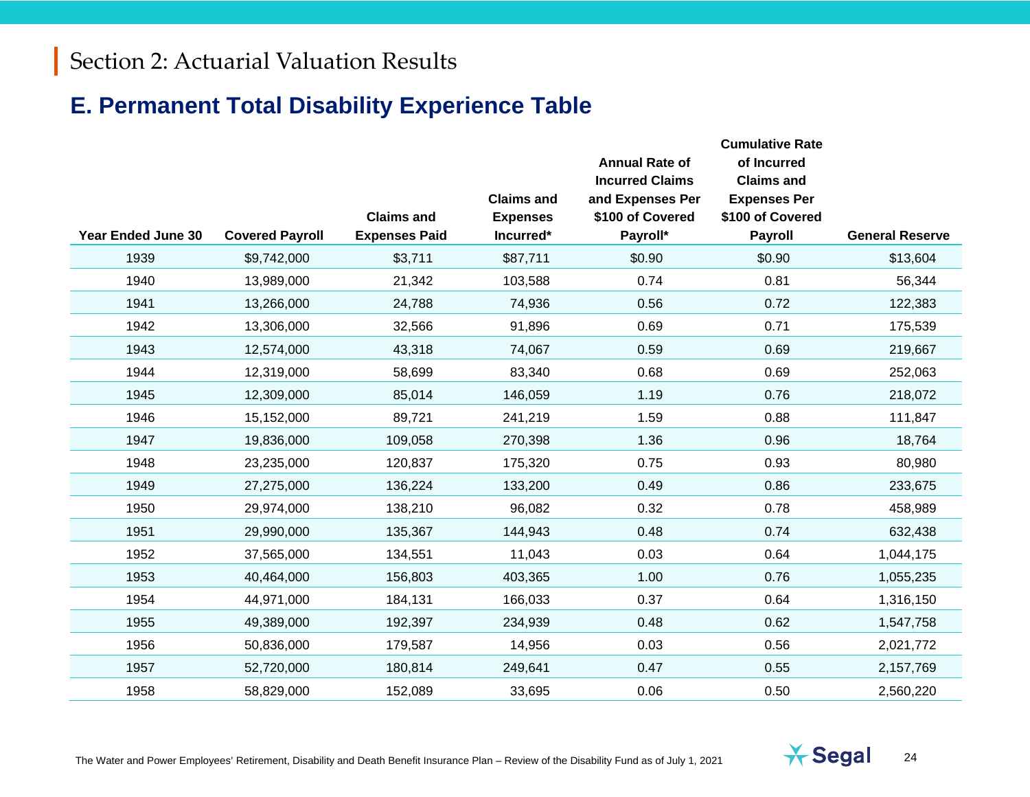# Section 2: Actuarial Valuation Results

## E. Permanent Total Disability Experience Table

| Year Ended June 30 | Covered Payroll | Claims and Expenses Paid | Claims and Expenses Incurred* | Annual Rate of Incurred Claims and Expenses Per $100 of Covered Payroll* | Cumulative Rate of Incurred Claims and Expenses Per $100 of Covered Payroll | General Reserve |
|---|---|---|---|---|---|---|
| 1939 | $9,742,000 | $3,711 | $87,711 | $0.90 | $0.90 | $13,604 |
| 1940 | 13,989,000 | 21,342 | 103,588 | 0.74 | 0.81 | 56,344 |
| 1941 | 13,266,000 | 24,788 | 74,936 | 0.56 | 0.72 | 122,383 |
| 1942 | 13,306,000 | 32,566 | 91,896 | 0.69 | 0.71 | 175,539 |
| 1943 | 12,574,000 | 43,318 | 74,067 | 0.59 | 0.69 | 219,667 |
| 1944 | 12,319,000 | 58,699 | 83,340 | 0.68 | 0.69 | 252,063 |
| 1945 | 12,309,000 | 85,014 | 146,059 | 1.19 | 0.76 | 218,072 |
| 1946 | 15,152,000 | 89,721 | 241,219 | 1.59 | 0.88 | 111,847 |
| 1947 | 19,836,000 | 109,058 | 270,398 | 1.36 | 0.96 | 18,764 |
| 1948 | 23,235,000 | 120,837 | 175,320 | 0.75 | 0.93 | 80,980 |
| 1949 | 27,275,000 | 136,224 | 133,200 | 0.49 | 0.86 | 233,675 |
| 1950 | 29,974,000 | 138,210 | 96,082 | 0.32 | 0.78 | 458,989 |
| 1951 | 29,990,000 | 135,367 | 144,943 | 0.48 | 0.74 | 632,438 |
| 1952 | 37,565,000 | 134,551 | 11,043 | 0.03 | 0.64 | 1,044,175 |
| 1953 | 40,464,000 | 156,803 | 403,365 | 1.00 | 0.76 | 1,055,235 |
| 1954 | 44,971,000 | 184,131 | 166,033 | 0.37 | 0.64 | 1,316,150 |
| 1955 | 49,389,000 | 192,397 | 234,939 | 0.48 | 0.62 | 1,547,758 |
| 1956 | 50,836,000 | 179,587 | 14,956 | 0.03 | 0.56 | 2,021,772 |
| 1957 | 52,720,000 | 180,814 | 249,641 | 0.47 | 0.55 | 2,157,769 |
| 1958 | 58,829,000 | 152,089 | 33,695 | 0.06 | 0.50 | 2,560,220 |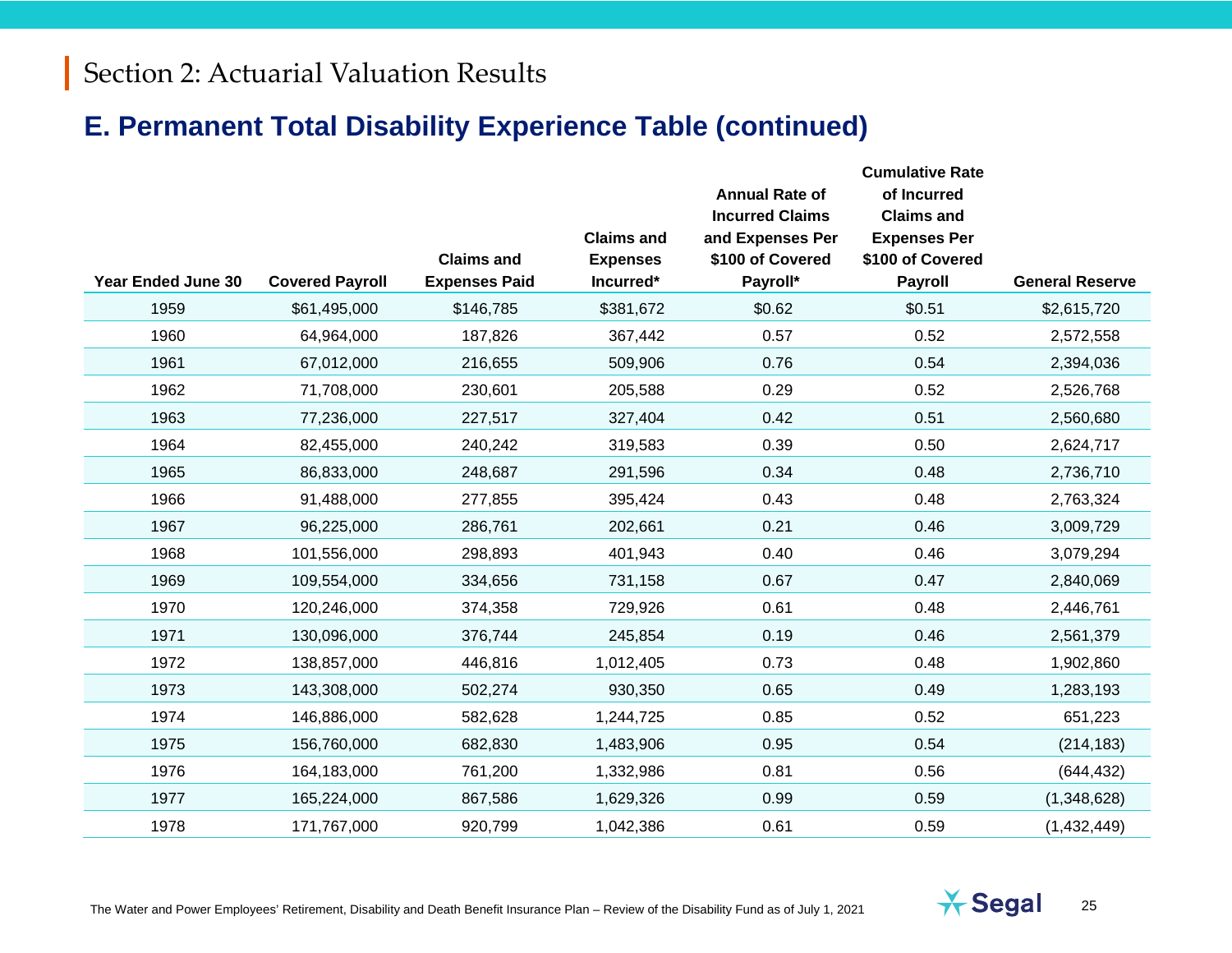# Section 2: Actuarial Valuation Results

## E. Permanent Total Disability Experience Table (continued)

| Year Ended June 30 | Covered Payroll | Claims and Expenses Paid | Claims and Expenses Incurred* | Annual Rate of Incurred Claims and Expenses Per $100 of Covered Payroll* | Cumulative Rate of Incurred Claims and Expenses Per $100 of Covered Payroll | General Reserve |
|---|---|---|---|---|---|---|
| 1959 | $61,495,000 | $146,785 | $381,672 | $0.62 | $0.51 | $2,615,720 |
| 1960 | 64,964,000 | 187,826 | 367,442 | 0.57 | 0.52 | 2,572,558 |
| 1961 | 67,012,000 | 216,655 | 509,906 | 0.76 | 0.54 | 2,394,036 |
| 1962 | 71,708,000 | 230,601 | 205,588 | 0.29 | 0.52 | 2,526,768 |
| 1963 | 77,236,000 | 227,517 | 327,404 | 0.42 | 0.51 | 2,560,680 |
| 1964 | 82,455,000 | 240,242 | 319,583 | 0.39 | 0.50 | 2,624,717 |
| 1965 | 86,833,000 | 248,687 | 291,596 | 0.34 | 0.48 | 2,736,710 |
| 1966 | 91,488,000 | 277,855 | 395,424 | 0.43 | 0.48 | 2,763,324 |
| 1967 | 96,225,000 | 286,761 | 202,661 | 0.21 | 0.46 | 3,009,729 |
| 1968 | 101,556,000 | 298,893 | 401,943 | 0.40 | 0.46 | 3,079,294 |
| 1969 | 109,554,000 | 334,656 | 731,158 | 0.67 | 0.47 | 2,840,069 |
| 1970 | 120,246,000 | 374,358 | 729,926 | 0.61 | 0.48 | 2,446,761 |
| 1971 | 130,096,000 | 376,744 | 245,854 | 0.19 | 0.46 | 2,561,379 |
| 1972 | 138,857,000 | 446,816 | 1,012,405 | 0.73 | 0.48 | 1,902,860 |
| 1973 | 143,308,000 | 502,274 | 930,350 | 0.65 | 0.49 | 1,283,193 |
| 1974 | 146,886,000 | 582,628 | 1,244,725 | 0.85 | 0.52 | 651,223 |
| 1975 | 156,760,000 | 682,830 | 1,483,906 | 0.95 | 0.54 | (214,183) |
| 1976 | 164,183,000 | 761,200 | 1,332,986 | 0.81 | 0.56 | (644,432) |
| 1977 | 165,224,000 | 867,586 | 1,629,326 | 0.99 | 0.59 | (1,348,628) |
| 1978 | 171,767,000 | 920,799 | 1,042,386 | 0.61 | 0.59 | (1,432,449) |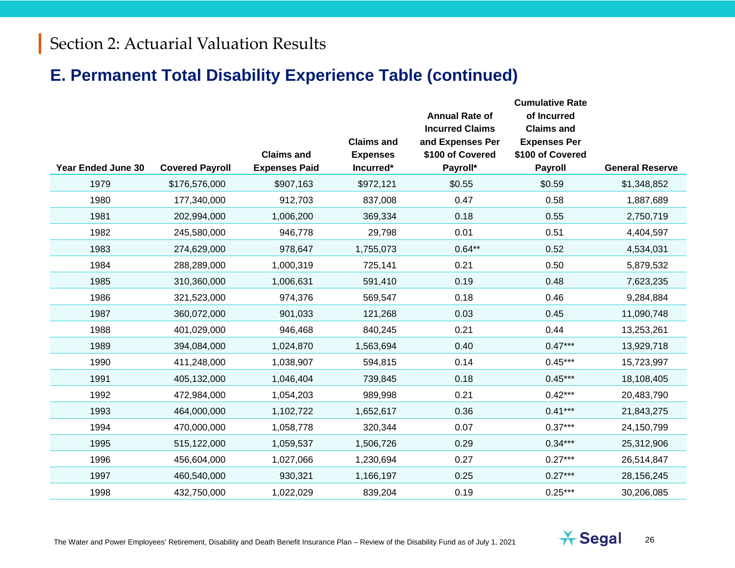# Section 2: Actuarial Valuation Results

## E. Permanent Total Disability Experience Table (continued)

| Year Ended June 30 | Covered Payroll | Claims and Expenses Paid | Claims and Expenses Incurred* | Annual Rate of Incurred Claims and Expenses Per $100 of Covered Payroll* | Cumulative Rate of Incurred Claims and Expenses Per $100 of Covered Payroll | General Reserve |
|---|---|---|---|---|---|---|
| 1979 | $176,576,000 | $907,163 | $972,121 | $0.55 | $0.59 | $1,348,852 |
| 1980 | 177,340,000 | 912,703 | 837,008 | 0.47 | 0.58 | 1,887,689 |
| 1981 | 202,994,000 | 1,006,200 | 369,334 | 0.18 | 0.55 | 2,750,719 |
| 1982 | 245,580,000 | 946,778 | 29,798 | 0.01 | 0.51 | 4,404,597 |
| 1983 | 274,629,000 | 978,647 | 1,755,073 | 0.64** | 0.52 | 4,534,031 |
| 1984 | 288,289,000 | 1,000,319 | 725,141 | 0.21 | 0.50 | 5,879,532 |
| 1985 | 310,360,000 | 1,006,631 | 591,410 | 0.19 | 0.48 | 7,623,235 |
| 1986 | 321,523,000 | 974,376 | 569,547 | 0.18 | 0.46 | 9,284,884 |
| 1987 | 360,072,000 | 901,033 | 121,268 | 0.03 | 0.45 | 11,090,748 |
| 1988 | 401,029,000 | 946,468 | 840,245 | 0.21 | 0.44 | 13,253,261 |
| 1989 | 394,084,000 | 1,024,870 | 1,563,694 | 0.40 | 0.47*** | 13,929,718 |
| 1990 | 411,248,000 | 1,038,907 | 594,815 | 0.14 | 0.45*** | 15,723,997 |
| 1991 | 405,132,000 | 1,046,404 | 739,845 | 0.18 | 0.45*** | 18,108,405 |
| 1992 | 472,984,000 | 1,054,203 | 989,998 | 0.21 | 0.42*** | 20,483,790 |
| 1993 | 464,000,000 | 1,102,722 | 1,652,617 | 0.36 | 0.41*** | 21,843,275 |
| 1994 | 470,000,000 | 1,058,778 | 320,344 | 0.07 | 0.37*** | 24,150,799 |
| 1995 | 515,122,000 | 1,059,537 | 1,506,726 | 0.29 | 0.34*** | 25,312,906 |
| 1996 | 456,604,000 | 1,027,066 | 1,230,694 | 0.27 | 0.27*** | 26,514,847 |
| 1997 | 460,540,000 | 930,321 | 1,166,197 | 0.25 | 0.27*** | 28,156,245 |
| 1998 | 432,750,000 | 1,022,029 | 839,204 | 0.19 | 0.25*** | 30,206,085 |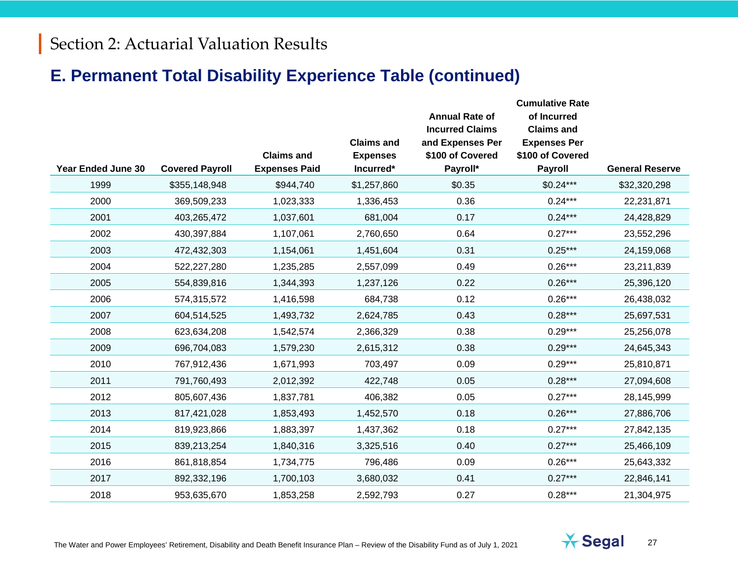# Section 2: Actuarial Valuation Results

## E. Permanent Total Disability Experience Table (continued)

| Year Ended June 30 | Covered Payroll | Claims and Expenses Paid | Claims and Expenses Incurred* | Annual Rate of Incurred Claims and Expenses Per $100 of Covered Payroll* | Cumulative Rate of Incurred Claims and Expenses Per $100 of Covered Payroll | General Reserve |
|---|---|---|---|---|---|---|
| 1999 | $355,148,948 | $944,740 | $1,257,860 | $0.35 | $0.24*** | $32,320,298 |
| 2000 | 369,509,233 | 1,023,333 | 1,336,453 | 0.36 | 0.24*** | 22,231,871 |
| 2001 | 403,265,472 | 1,037,601 | 681,004 | 0.17 | 0.24*** | 24,428,829 |
| 2002 | 430,397,884 | 1,107,061 | 2,760,650 | 0.64 | 0.27*** | 23,552,296 |
| 2003 | 472,432,303 | 1,154,061 | 1,451,604 | 0.31 | 0.25*** | 24,159,068 |
| 2004 | 522,227,280 | 1,235,285 | 2,557,099 | 0.49 | 0.26*** | 23,211,839 |
| 2005 | 554,839,816 | 1,344,393 | 1,237,126 | 0.22 | 0.26*** | 25,396,120 |
| 2006 | 574,315,572 | 1,416,598 | 684,738 | 0.12 | 0.26*** | 26,438,032 |
| 2007 | 604,514,525 | 1,493,732 | 2,624,785 | 0.43 | 0.28*** | 25,697,531 |
| 2008 | 623,634,208 | 1,542,574 | 2,366,329 | 0.38 | 0.29*** | 25,256,078 |
| 2009 | 696,704,083 | 1,579,230 | 2,615,312 | 0.38 | 0.29*** | 24,645,343 |
| 2010 | 767,912,436 | 1,671,993 | 703,497 | 0.09 | 0.29*** | 25,810,871 |
| 2011 | 791,760,493 | 2,012,392 | 422,748 | 0.05 | 0.28*** | 27,094,608 |
| 2012 | 805,607,436 | 1,837,781 | 406,382 | 0.05 | 0.27*** | 28,145,999 |
| 2013 | 817,421,028 | 1,853,493 | 1,452,570 | 0.18 | 0.26*** | 27,886,706 |
| 2014 | 819,923,866 | 1,883,397 | 1,437,362 | 0.18 | 0.27*** | 27,842,135 |
| 2015 | 839,213,254 | 1,840,316 | 3,325,516 | 0.40 | 0.27*** | 25,466,109 |
| 2016 | 861,818,854 | 1,734,775 | 796,486 | 0.09 | 0.26*** | 25,643,332 |
| 2017 | 892,332,196 | 1,700,103 | 3,680,032 | 0.41 | 0.27*** | 22,846,141 |
| 2018 | 953,635,670 | 1,853,258 | 2,592,793 | 0.27 | 0.28*** | 21,304,975 |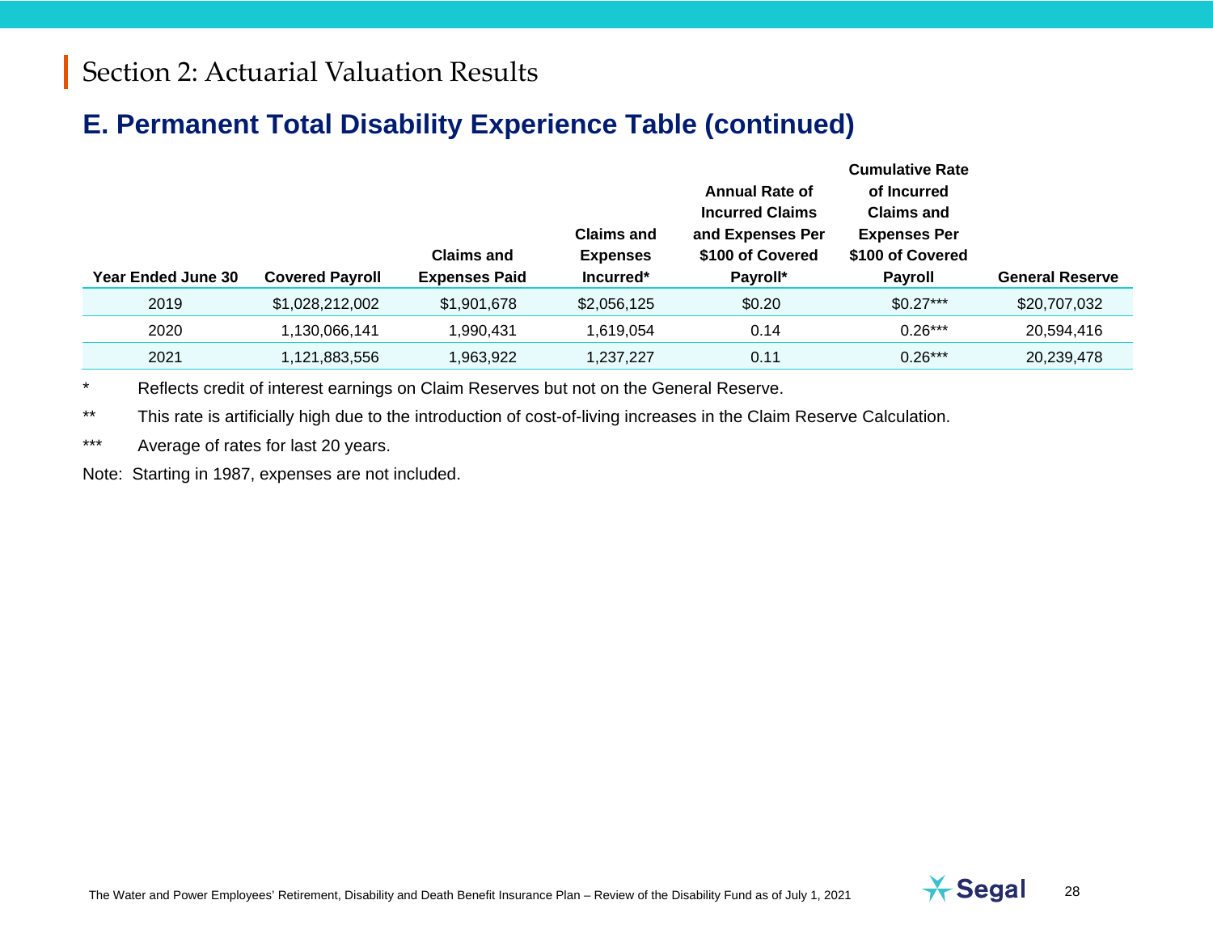## Section 2: Actuarial Valuation Results

### E. Permanent Total Disability Experience Table (continued)

| Year Ended June 30 | Covered Payroll | Claims and Expenses Paid | Claims and Expenses Incurred* | Annual Rate of Incurred Claims and Expenses Per $100 of Covered Payroll* | Cumulative Rate of Incurred Claims and Expenses Per $100 of Covered Payroll | General Reserve |
|---|---|---|---|---|---|---|
| 2019 | $1,028,212,002 | $1,901,678 | $2,056,125 | $0.20 | $0.27*** | $20,707,032 |
| 2020 | 1,130,066,141 | 1,990,431 | 1,619,054 | 0.14 | 0.26*** | 20,594,416 |
| 2021 | 1,121,883,556 | 1,963,922 | 1,237,227 | 0.11 | 0.26*** | 20,239,478 |

\* Reflects credit of interest earnings on Claim Reserves but not on the General Reserve.

\** This rate is artificially high due to the introduction of cost-of-living increases in the Claim Reserve Calculation.

\*** Average of rates for last 20 years.

Note: Starting in 1987, expenses are not included.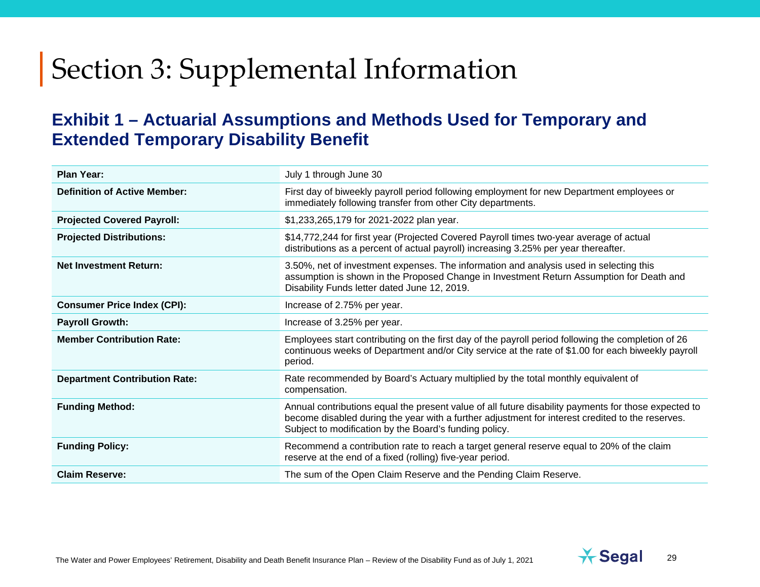# Section 3: Supplemental Information

## Exhibit 1 – Actuarial Assumptions and Methods Used for Temporary and Extended Temporary Disability Benefit

| | |
|---|---|
| **Plan Year:** | July 1 through June 30 |
| **Definition of Active Member:** | First day of biweekly payroll period following employment for new Department employees or immediately following transfer from other City departments. |
| **Projected Covered Payroll:** | $1,233,265,179 for 2021-2022 plan year. |
| **Projected Distributions:** | $14,772,244 for first year (Projected Covered Payroll times two-year average of actual distributions as a percent of actual payroll) increasing 3.25% per year thereafter. |
| **Net Investment Return:** | 3.50%, net of investment expenses. The information and analysis used in selecting this assumption is shown in the Proposed Change in Investment Return Assumption for Death and Disability Funds letter dated June 12, 2019. |
| **Consumer Price Index (CPI):** | Increase of 2.75% per year. |
| **Payroll Growth:** | Increase of 3.25% per year. |
| **Member Contribution Rate:** | Employees start contributing on the first day of the payroll period following the completion of 26 continuous weeks of Department and/or City service at the rate of $1.00 for each biweekly payroll period. |
| **Department Contribution Rate:** | Rate recommended by Board's Actuary multiplied by the total monthly equivalent of compensation. |
| **Funding Method:** | Annual contributions equal the present value of all future disability payments for those expected to become disabled during the year with a further adjustment for interest credited to the reserves. Subject to modification by the Board's funding policy. |
| **Funding Policy:** | Recommend a contribution rate to reach a target general reserve equal to 20% of the claim reserve at the end of a fixed (rolling) five-year period. |
| **Claim Reserve:** | The sum of the Open Claim Reserve and the Pending Claim Reserve. |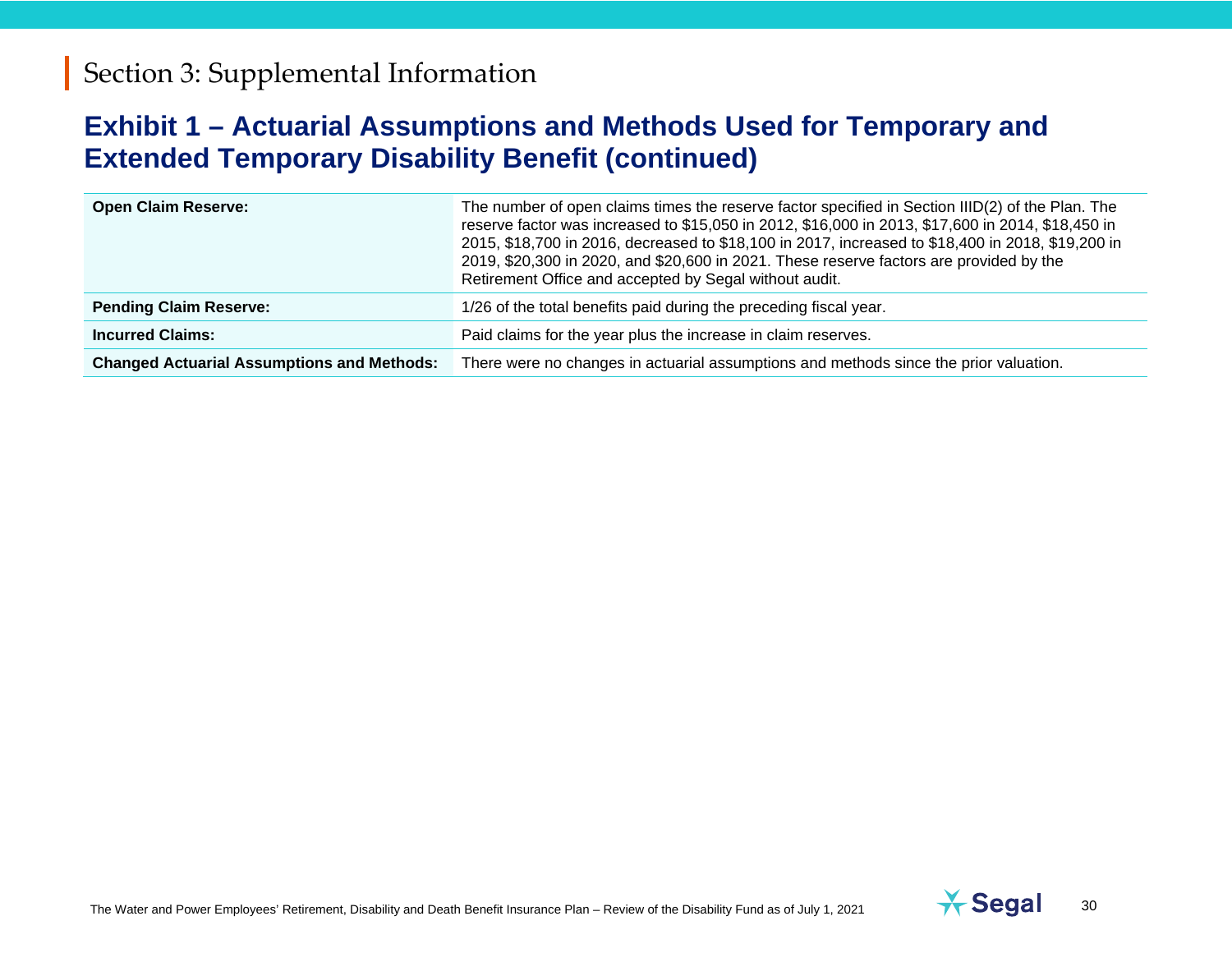# Section 3: Supplemental Information

## Exhibit 1 – Actuarial Assumptions and Methods Used for Temporary and Extended Temporary Disability Benefit (continued)

| | |
|---|---|
| **Open Claim Reserve:** | The number of open claims times the reserve factor specified in Section IIID(2) of the Plan. The reserve factor was increased to $15,050 in 2012, $16,000 in 2013, $17,600 in 2014, $18,450 in 2015, $18,700 in 2016, decreased to $18,100 in 2017, increased to $18,400 in 2018, $19,200 in 2019, $20,300 in 2020, and $20,600 in 2021. These reserve factors are provided by the Retirement Office and accepted by Segal without audit. |
| **Pending Claim Reserve:** | 1/26 of the total benefits paid during the preceding fiscal year. |
| **Incurred Claims:** | Paid claims for the year plus the increase in claim reserves. |
| **Changed Actuarial Assumptions and Methods:** | There were no changes in actuarial assumptions and methods since the prior valuation. |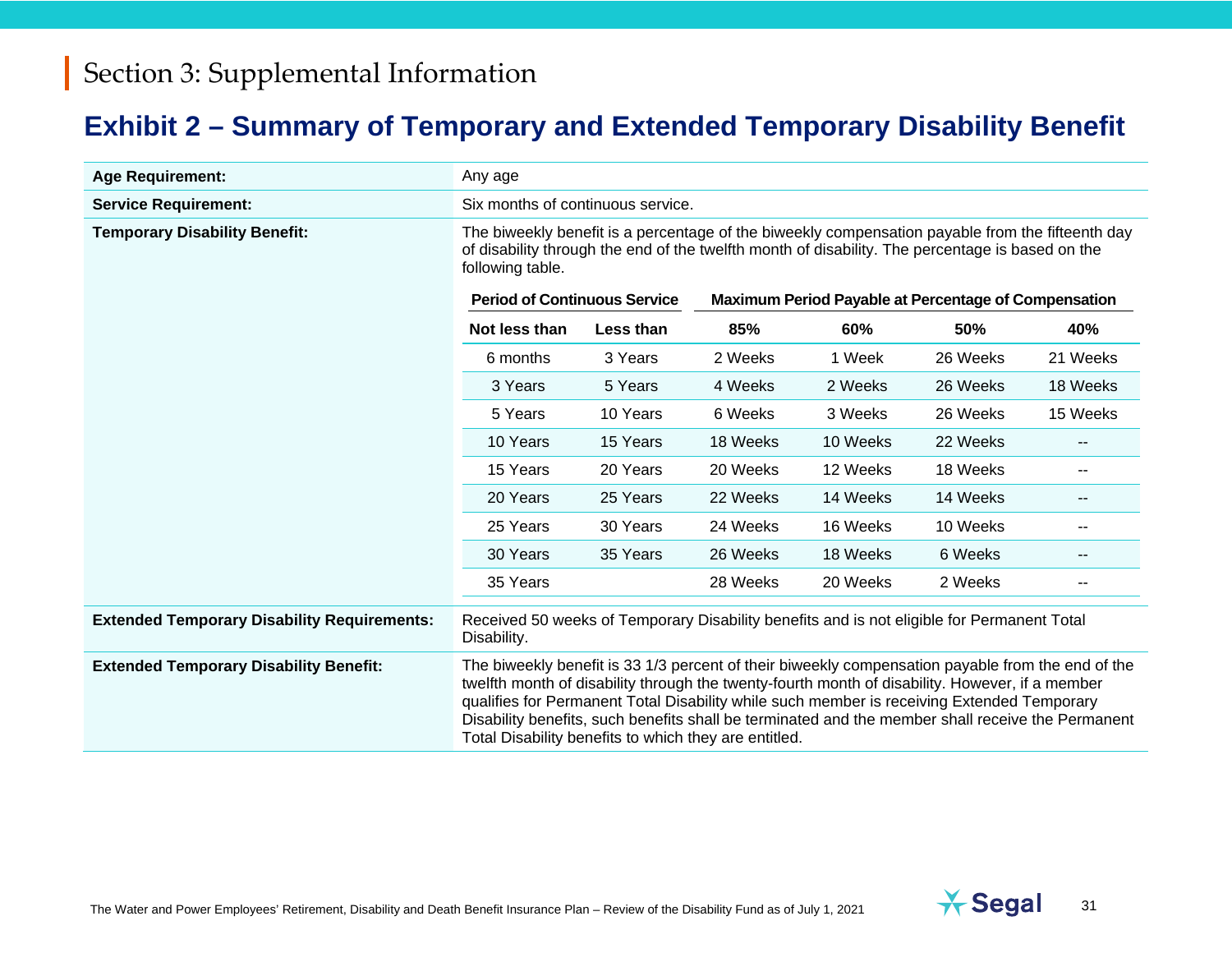# Section 3: Supplemental Information

## Exhibit 2 – Summary of Temporary and Extended Temporary Disability Benefit

**Age Requirement:** Any age

**Service Requirement:** Six months of continuous service.

**Temporary Disability Benefit:** The biweekly benefit is a percentage of the biweekly compensation payable from the fifteenth day of disability through the end of the twelfth month of disability. The percentage is based on the following table.

| Period of Continuous Service | | Maximum Period Payable at Percentage of Compensation | | | |
|---|---|---|---|---|---|
| **Not less than** | **Less than** | **85%** | **60%** | **50%** | **40%** |
| 6 months | 3 Years | 2 Weeks | 1 Week | 26 Weeks | 21 Weeks |
| 3 Years | 5 Years | 4 Weeks | 2 Weeks | 26 Weeks | 18 Weeks |
| 5 Years | 10 Years | 6 Weeks | 3 Weeks | 26 Weeks | 15 Weeks |
| 10 Years | 15 Years | 18 Weeks | 10 Weeks | 22 Weeks | -- |
| 15 Years | 20 Years | 20 Weeks | 12 Weeks | 18 Weeks | -- |
| 20 Years | 25 Years | 22 Weeks | 14 Weeks | 14 Weeks | -- |
| 25 Years | 30 Years | 24 Weeks | 16 Weeks | 10 Weeks | -- |
| 30 Years | 35 Years | 26 Weeks | 18 Weeks | 6 Weeks | -- |
| 35 Years | | 28 Weeks | 20 Weeks | 2 Weeks | -- |

**Extended Temporary Disability Requirements:** Received 50 weeks of Temporary Disability benefits and is not eligible for Permanent Total Disability.

**Extended Temporary Disability Benefit:** The biweekly benefit is 33 1/3 percent of their biweekly compensation payable from the end of the twelfth month of disability through the twenty-fourth month of disability. However, if a member qualifies for Permanent Total Disability while such member is receiving Extended Temporary Disability benefits, such benefits shall be terminated and the member shall receive the Permanent Total Disability benefits to which they are entitled.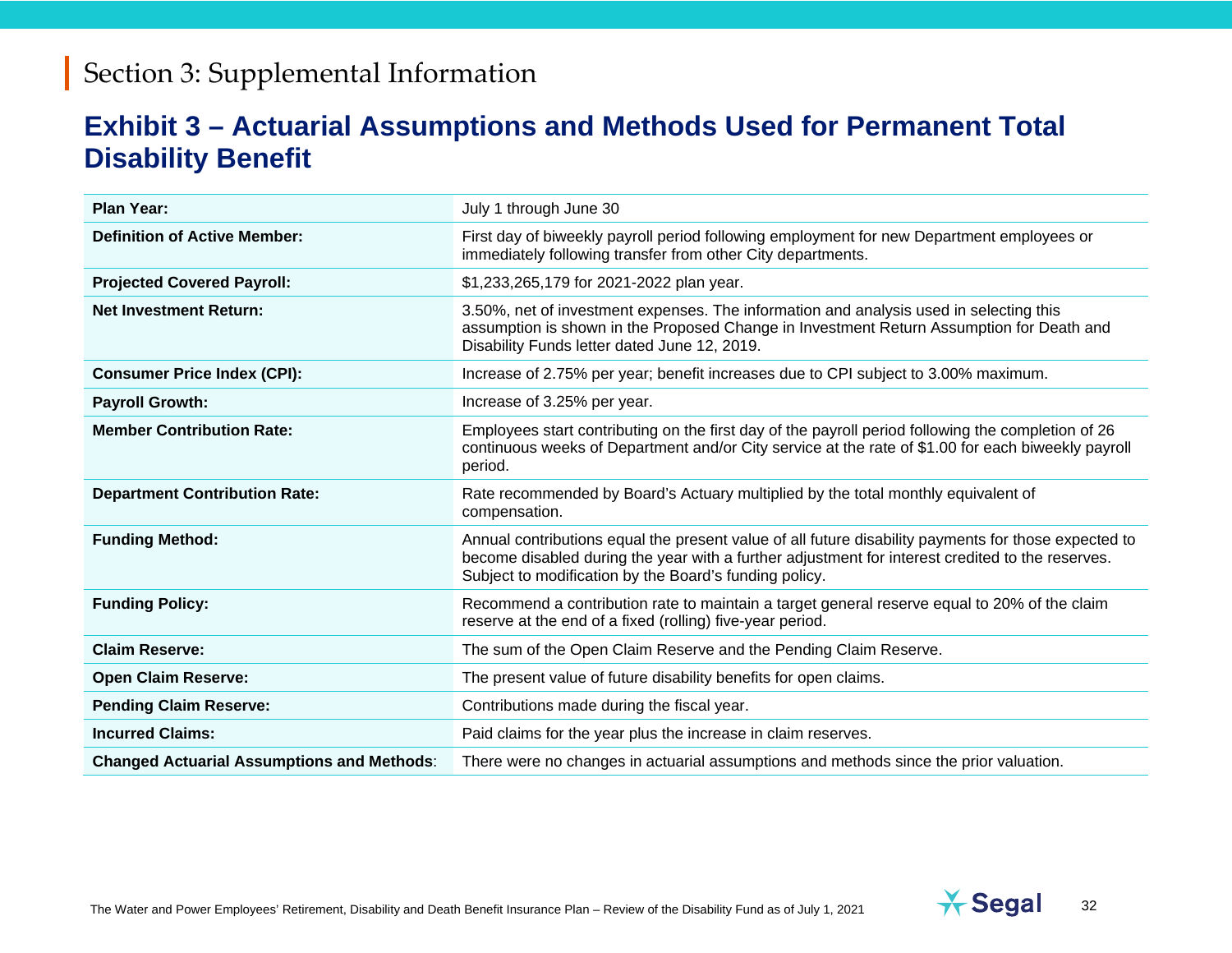# Section 3: Supplemental Information

## Exhibit 3 – Actuarial Assumptions and Methods Used for Permanent Total Disability Benefit

| | |
|---|---|
| **Plan Year:** | July 1 through June 30 |
| **Definition of Active Member:** | First day of biweekly payroll period following employment for new Department employees or immediately following transfer from other City departments. |
| **Projected Covered Payroll:** | $1,233,265,179 for 2021-2022 plan year. |
| **Net Investment Return:** | 3.50%, net of investment expenses. The information and analysis used in selecting this assumption is shown in the Proposed Change in Investment Return Assumption for Death and Disability Funds letter dated June 12, 2019. |
| **Consumer Price Index (CPI):** | Increase of 2.75% per year; benefit increases due to CPI subject to 3.00% maximum. |
| **Payroll Growth:** | Increase of 3.25% per year. |
| **Member Contribution Rate:** | Employees start contributing on the first day of the payroll period following the completion of 26 continuous weeks of Department and/or City service at the rate of $1.00 for each biweekly payroll period. |
| **Department Contribution Rate:** | Rate recommended by Board's Actuary multiplied by the total monthly equivalent of compensation. |
| **Funding Method:** | Annual contributions equal the present value of all future disability payments for those expected to become disabled during the year with a further adjustment for interest credited to the reserves. Subject to modification by the Board's funding policy. |
| **Funding Policy:** | Recommend a contribution rate to maintain a target general reserve equal to 20% of the claim reserve at the end of a fixed (rolling) five-year period. |
| **Claim Reserve:** | The sum of the Open Claim Reserve and the Pending Claim Reserve. |
| **Open Claim Reserve:** | The present value of future disability benefits for open claims. |
| **Pending Claim Reserve:** | Contributions made during the fiscal year. |
| **Incurred Claims:** | Paid claims for the year plus the increase in claim reserves. |
| **Changed Actuarial Assumptions and Methods**: | There were no changes in actuarial assumptions and methods since the prior valuation. |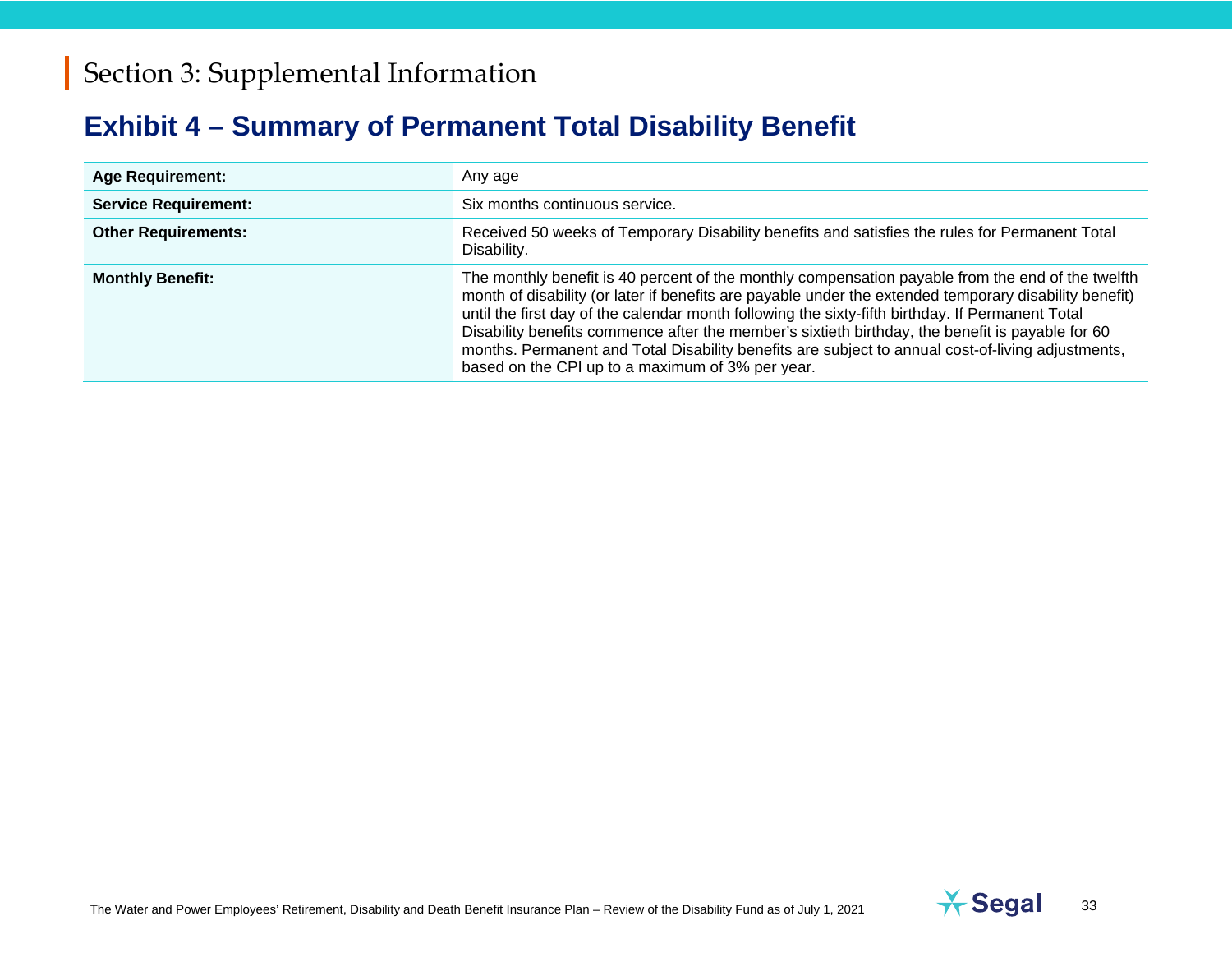# Section 3: Supplemental Information

## Exhibit 4 – Summary of Permanent Total Disability Benefit

| | |
|---|---|
| **Age Requirement:** | Any age |
| **Service Requirement:** | Six months continuous service. |
| **Other Requirements:** | Received 50 weeks of Temporary Disability benefits and satisfies the rules for Permanent Total Disability. |
| **Monthly Benefit:** | The monthly benefit is 40 percent of the monthly compensation payable from the end of the twelfth month of disability (or later if benefits are payable under the extended temporary disability benefit) until the first day of the calendar month following the sixty-fifth birthday. If Permanent Total Disability benefits commence after the member's sixtieth birthday, the benefit is payable for 60 months. Permanent and Total Disability benefits are subject to annual cost-of-living adjustments, based on the CPI up to a maximum of 3% per year. |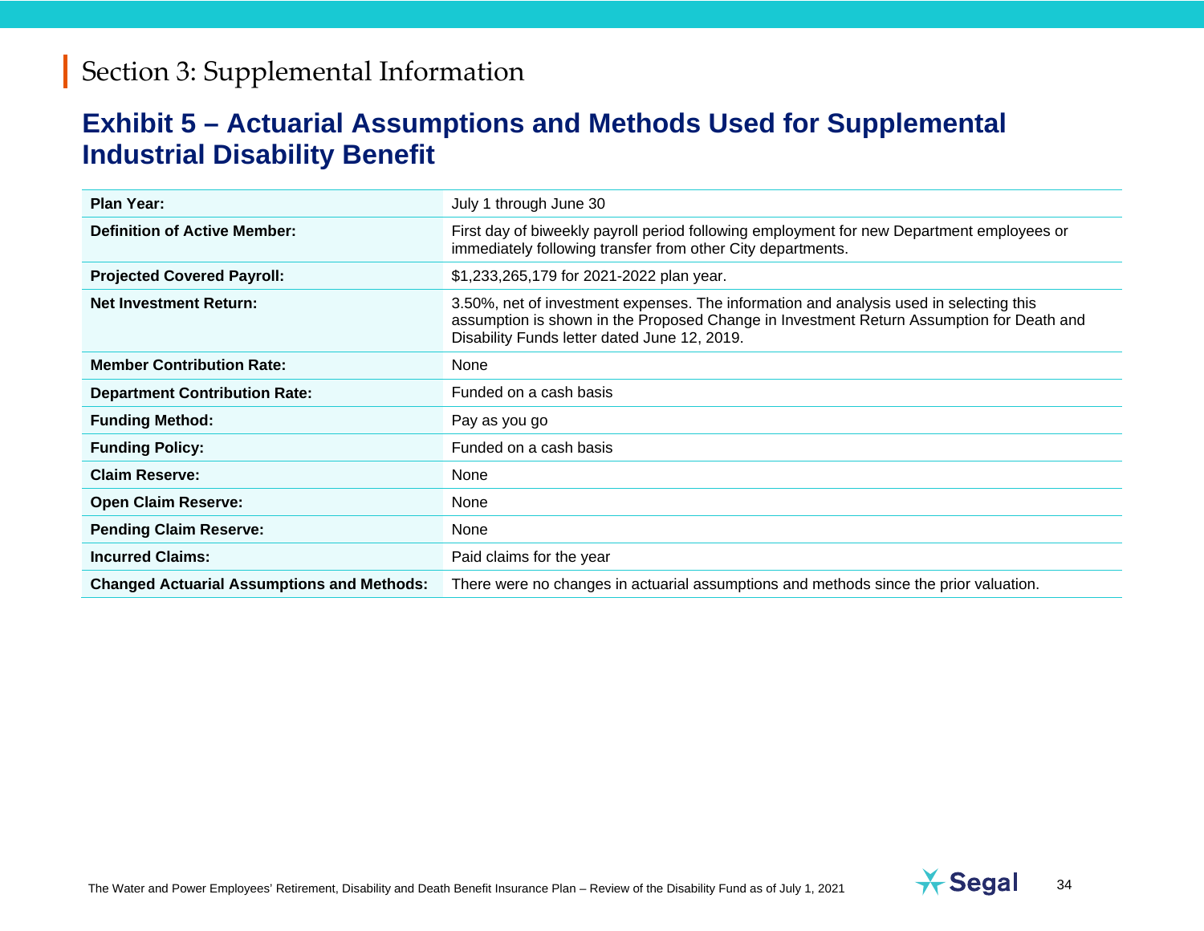# Section 3: Supplemental Information

## Exhibit 5 – Actuarial Assumptions and Methods Used for Supplemental Industrial Disability Benefit

| | |
|---|---|
| **Plan Year:** | July 1 through June 30 |
| **Definition of Active Member:** | First day of biweekly payroll period following employment for new Department employees or immediately following transfer from other City departments. |
| **Projected Covered Payroll:** | $1,233,265,179 for 2021-2022 plan year. |
| **Net Investment Return:** | 3.50%, net of investment expenses. The information and analysis used in selecting this assumption is shown in the Proposed Change in Investment Return Assumption for Death and Disability Funds letter dated June 12, 2019. |
| **Member Contribution Rate:** | None |
| **Department Contribution Rate:** | Funded on a cash basis |
| **Funding Method:** | Pay as you go |
| **Funding Policy:** | Funded on a cash basis |
| **Claim Reserve:** | None |
| **Open Claim Reserve:** | None |
| **Pending Claim Reserve:** | None |
| **Incurred Claims:** | Paid claims for the year |
| **Changed Actuarial Assumptions and Methods:** | There were no changes in actuarial assumptions and methods since the prior valuation. |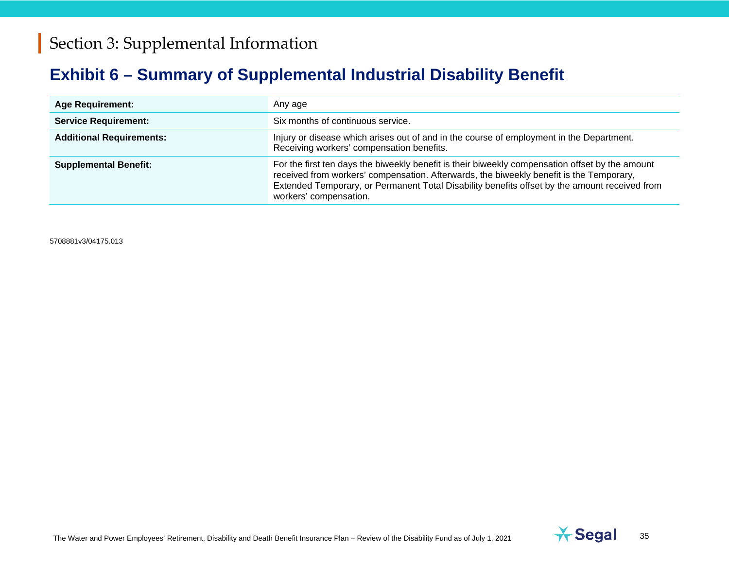# Section 3: Supplemental Information

## Exhibit 6 – Summary of Supplemental Industrial Disability Benefit

| | |
|---|---|
| **Age Requirement:** | Any age |
| **Service Requirement:** | Six months of continuous service. |
| **Additional Requirements:** | Injury or disease which arises out of and in the course of employment in the Department. Receiving workers' compensation benefits. |
| **Supplemental Benefit:** | For the first ten days the biweekly benefit is their biweekly compensation offset by the amount received from workers' compensation. Afterwards, the biweekly benefit is the Temporary, Extended Temporary, or Permanent Total Disability benefits offset by the amount received from workers' compensation. |

5708881v3/04175.013